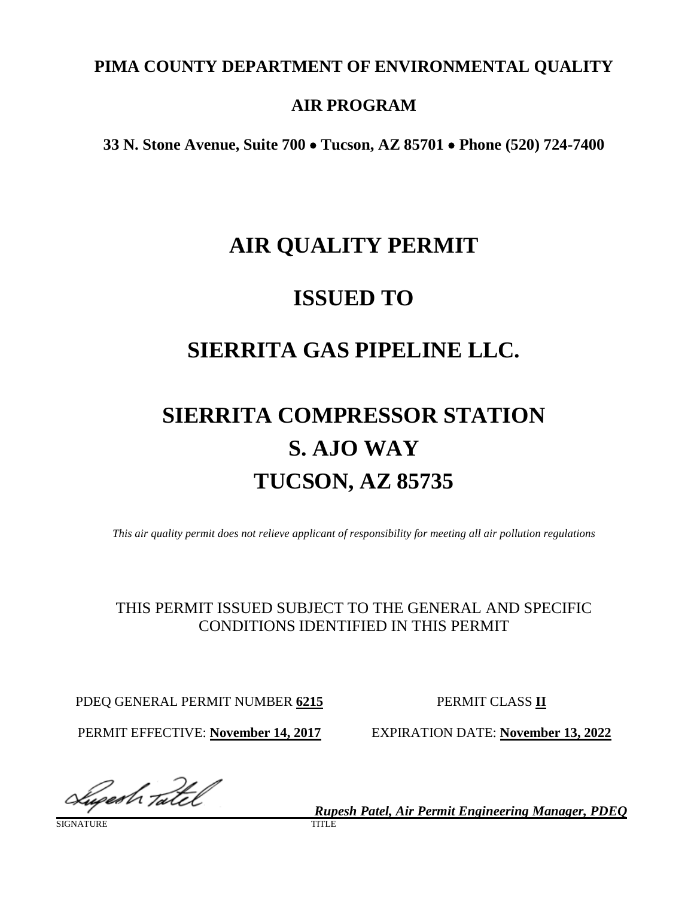**PIMA COUNTY DEPARTMENT OF ENVIRONMENTAL QUALITY**

**AIR PROGRAM**

**33 N. Stone Avenue, Suite 700 • Tucson, AZ 85701 • Phone (520) 724-7400**

# AIR QUALITY PERMIT

# ISSUED TO

# SIERRITA GAS PIPELINE LLC.

# SIERRITA COMPRESSOR STATION
# S. AJO WAY
# TUCSON, AZ 85735

*This air quality permit does not relieve applicant of responsibility for meeting all air pollution regulations*

THIS PERMIT ISSUED SUBJECT TO THE GENERAL AND SPECIFIC CONDITIONS IDENTIFIED IN THIS PERMIT

PDEQ GENERAL PERMIT NUMBER **6215**

PERMIT CLASS **II**

PERMIT EFFECTIVE: **November 14, 2017**

EXPIRATION DATE: **November 13, 2022**

SIGNATURE

TITLE: ***Rupesh Patel, Air Permit Engineering Manager, PDEQ***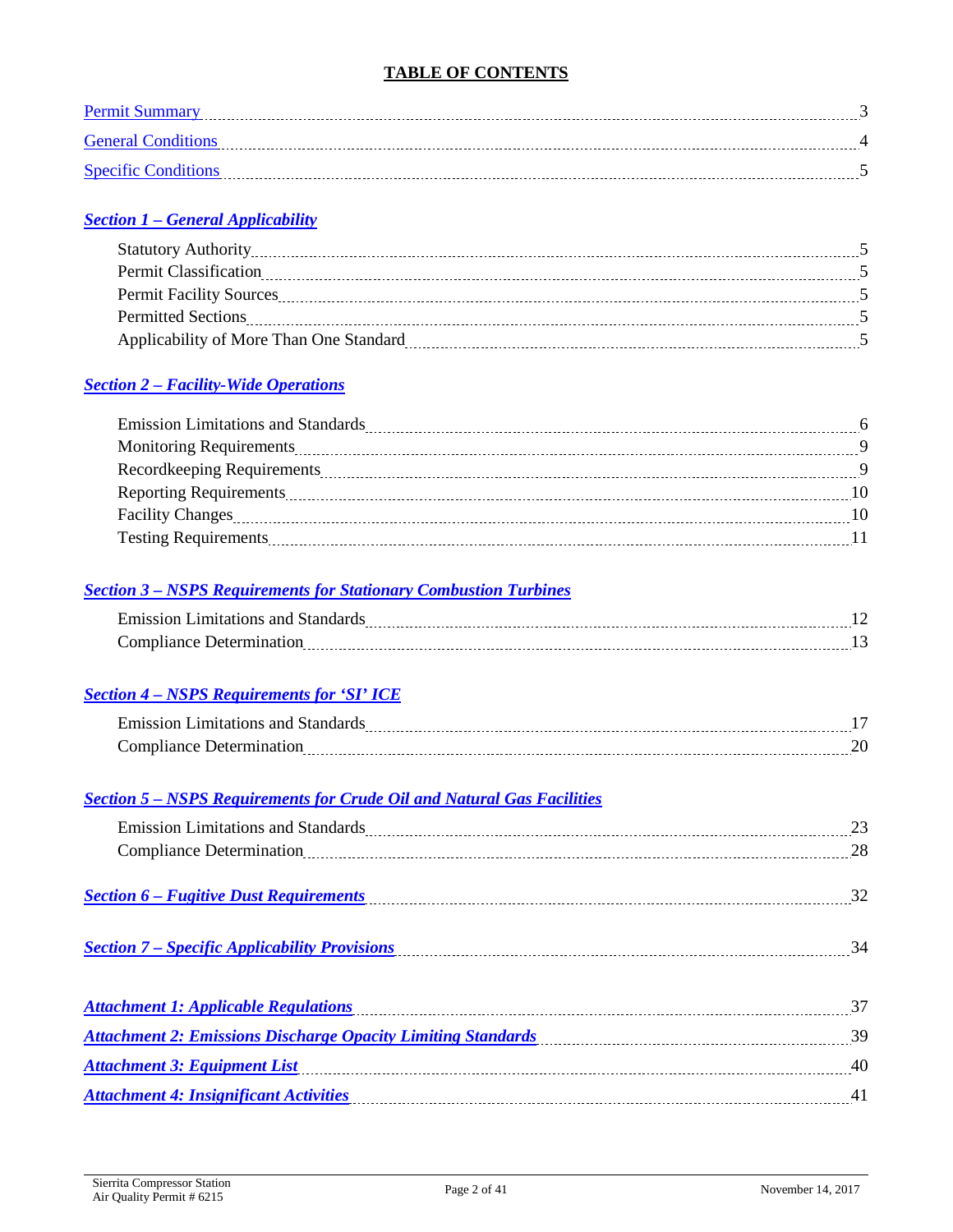## TABLE OF CONTENTS

Permit Summary ........ 3
General Conditions ........ 4
Specific Conditions ........ 5

***Section 1 – General Applicability***

- Statutory Authority ........ 5
- Permit Classification ........ 5
- Permit Facility Sources ........ 5
- Permitted Sections ........ 5
- Applicability of More Than One Standard ........ 5

***Section 2 – Facility-Wide Operations***

- Emission Limitations and Standards ........ 6
- Monitoring Requirements ........ 9
- Recordkeeping Requirements ........ 9
- Reporting Requirements ........ 10
- Facility Changes ........ 10
- Testing Requirements ........ 11

***Section 3 – NSPS Requirements for Stationary Combustion Turbines***

- Emission Limitations and Standards ........ 12
- Compliance Determination ........ 13

***Section 4 – NSPS Requirements for 'SI' ICE***

- Emission Limitations and Standards ........ 17
- Compliance Determination ........ 20

***Section 5 – NSPS Requirements for Crude Oil and Natural Gas Facilities***

- Emission Limitations and Standards ........ 23
- Compliance Determination ........ 28

***Section 6 – Fugitive Dust Requirements*** ........ 32

***Section 7 – Specific Applicability Provisions*** ........ 34

***Attachment 1: Applicable Regulations*** ........ 37
***Attachment 2: Emissions Discharge Opacity Limiting Standards*** ........ 39
***Attachment 3: Equipment List*** ........ 40
***Attachment 4: Insignificant Activities*** ........ 41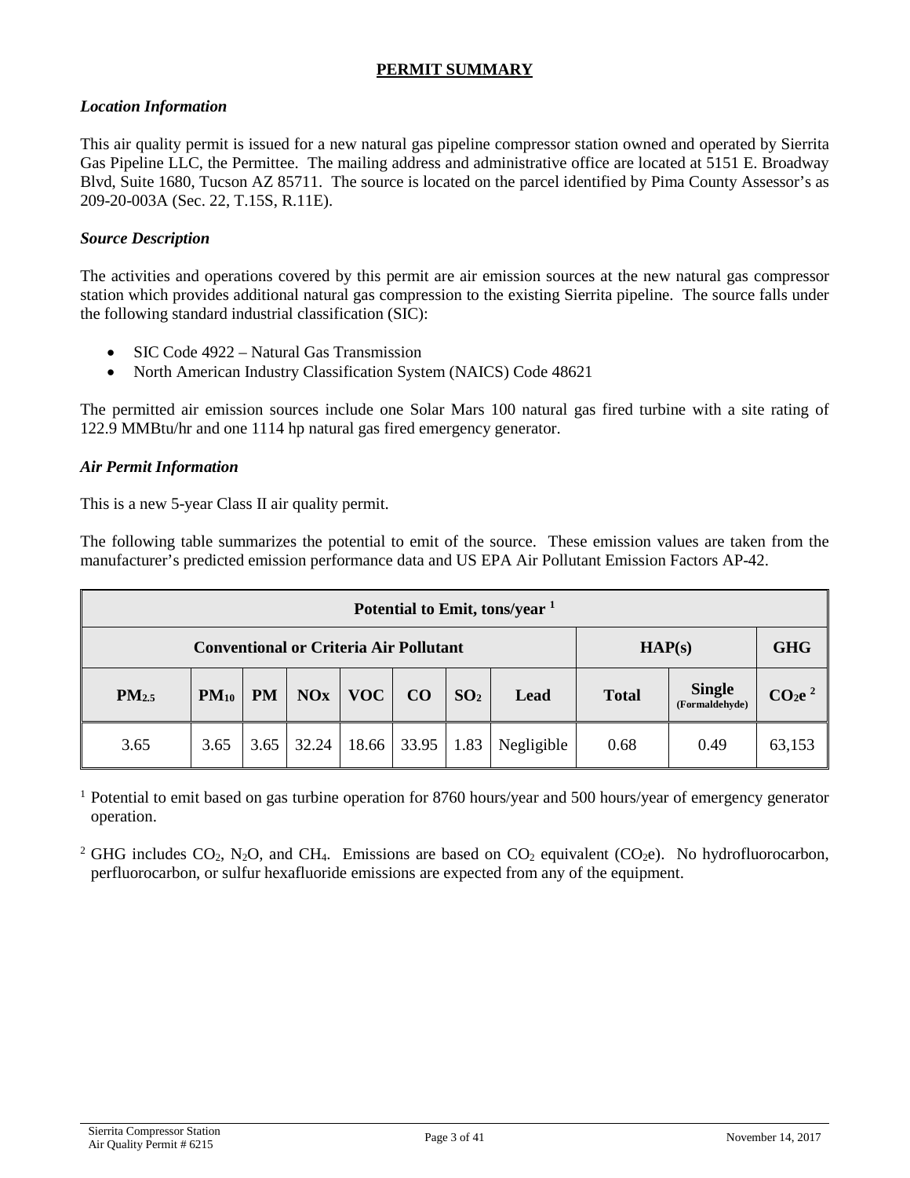# PERMIT SUMMARY

### *Location Information*

This air quality permit is issued for a new natural gas pipeline compressor station owned and operated by Sierrita Gas Pipeline LLC, the Permittee. The mailing address and administrative office are located at 5151 E. Broadway Blvd, Suite 1680, Tucson AZ 85711. The source is located on the parcel identified by Pima County Assessor's as 209-20-003A (Sec. 22, T.15S, R.11E).

### *Source Description*

The activities and operations covered by this permit are air emission sources at the new natural gas compressor station which provides additional natural gas compression to the existing Sierrita pipeline. The source falls under the following standard industrial classification (SIC):

- SIC Code 4922 – Natural Gas Transmission
- North American Industry Classification System (NAICS) Code 48621

The permitted air emission sources include one Solar Mars 100 natural gas fired turbine with a site rating of 122.9 MMBtu/hr and one 1114 hp natural gas fired emergency generator.

### *Air Permit Information*

This is a new 5-year Class II air quality permit.

The following table summarizes the potential to emit of the source. These emission values are taken from the manufacturer's predicted emission performance data and US EPA Air Pollutant Emission Factors AP-42.

| Potential to Emit, tons/year [1] | | | | | | | | | | |
|---|---|---|---|---|---|---|---|---|---|---|
| **Conventional or Criteria Air Pollutant** | | | | | | | | **HAP(s)** | | **GHG** |
| **$PM_{2.5}$** | **$PM_{10}$** | **PM** | **NOx** | **VOC** | **CO** | **$SO_2$** | **Lead** | **Total** | **Single (Formaldehyde)** | **$CO_2e$ [2]** |
| 3.65 | 3.65 | 3.65 | 32.24 | 18.66 | 33.95 | 1.83 | Negligible | 0.68 | 0.49 | 63,153 |

[1] Potential to emit based on gas turbine operation for 8760 hours/year and 500 hours/year of emergency generator operation.

[2] GHG includes $CO_2$, $N_2O$, and $CH_4$. Emissions are based on $CO_2$ equivalent ($CO_2e$). No hydrofluorocarbon, perfluorocarbon, or sulfur hexafluoride emissions are expected from any of the equipment.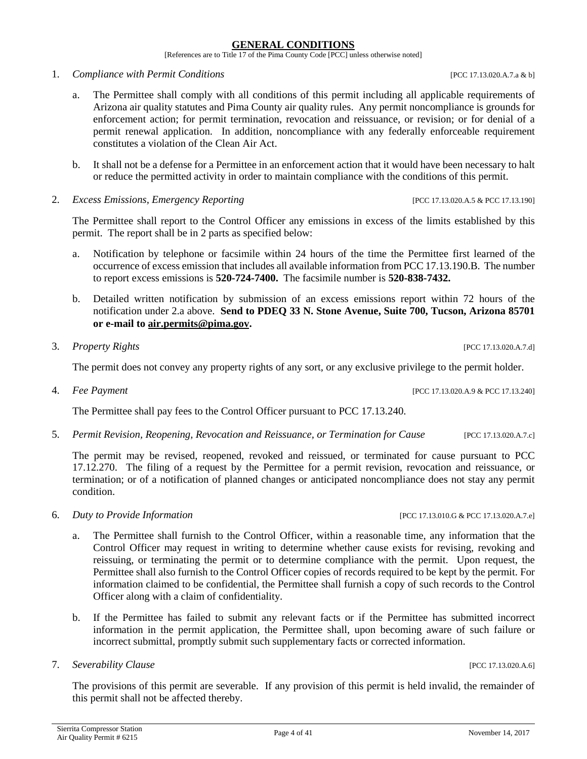## GENERAL CONDITIONS

[References are to Title 17 of the Pima County Code [PCC] unless otherwise noted]

1. *Compliance with Permit Conditions* [PCC 17.13.020.A.7.a & b]

   a. The Permittee shall comply with all conditions of this permit including all applicable requirements of Arizona air quality statutes and Pima County air quality rules. Any permit noncompliance is grounds for enforcement action; for permit termination, revocation and reissuance, or revision; or for denial of a permit renewal application. In addition, noncompliance with any federally enforceable requirement constitutes a violation of the Clean Air Act.

   b. It shall not be a defense for a Permittee in an enforcement action that it would have been necessary to halt or reduce the permitted activity in order to maintain compliance with the conditions of this permit.

2. *Excess Emissions, Emergency Reporting* [PCC 17.13.020.A.5 & PCC 17.13.190]

   The Permittee shall report to the Control Officer any emissions in excess of the limits established by this permit. The report shall be in 2 parts as specified below:

   a. Notification by telephone or facsimile within 24 hours of the time the Permittee first learned of the occurrence of excess emission that includes all available information from PCC 17.13.190.B. The number to report excess emissions is **520-724-7400.** The facsimile number is **520-838-7432.**

   b. Detailed written notification by submission of an excess emissions report within 72 hours of the notification under 2.a above. **Send to PDEQ 33 N. Stone Avenue, Suite 700, Tucson, Arizona 85701 or e-mail to air.permits@pima.gov.**

3. *Property Rights* [PCC 17.13.020.A.7.d]

   The permit does not convey any property rights of any sort, or any exclusive privilege to the permit holder.

4. *Fee Payment* [PCC 17.13.020.A.9 & PCC 17.13.240]

   The Permittee shall pay fees to the Control Officer pursuant to PCC 17.13.240.

5. *Permit Revision, Reopening, Revocation and Reissuance, or Termination for Cause* [PCC 17.13.020.A.7.c]

   The permit may be revised, reopened, revoked and reissued, or terminated for cause pursuant to PCC 17.12.270. The filing of a request by the Permittee for a permit revision, revocation and reissuance, or termination; or of a notification of planned changes or anticipated noncompliance does not stay any permit condition.

6. *Duty to Provide Information* [PCC 17.13.010.G & PCC 17.13.020.A.7.e]

   a. The Permittee shall furnish to the Control Officer, within a reasonable time, any information that the Control Officer may request in writing to determine whether cause exists for revising, revoking and reissuing, or terminating the permit or to determine compliance with the permit. Upon request, the Permittee shall also furnish to the Control Officer copies of records required to be kept by the permit. For information claimed to be confidential, the Permittee shall furnish a copy of such records to the Control Officer along with a claim of confidentiality.

   b. If the Permittee has failed to submit any relevant facts or if the Permittee has submitted incorrect information in the permit application, the Permittee shall, upon becoming aware of such failure or incorrect submittal, promptly submit such supplementary facts or corrected information.

7. *Severability Clause* [PCC 17.13.020.A.6]

   The provisions of this permit are severable. If any provision of this permit is held invalid, the remainder of this permit shall not be affected thereby.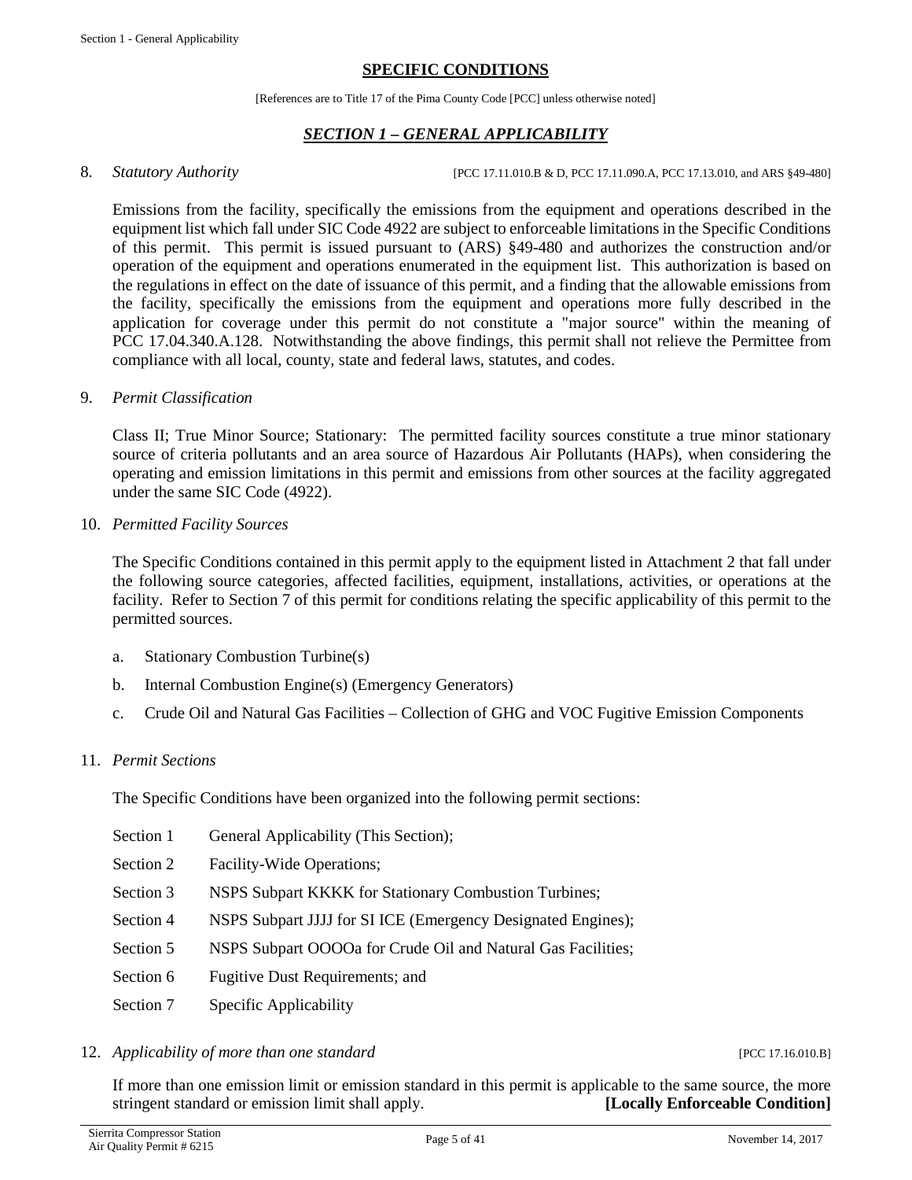## SPECIFIC CONDITIONS

[References are to Title 17 of the Pima County Code [PCC] unless otherwise noted]

### *SECTION 1 – GENERAL APPLICABILITY*

8. *Statutory Authority* [PCC 17.11.010.B & D, PCC 17.11.090.A, PCC 17.13.010, and ARS §49-480]

   Emissions from the facility, specifically the emissions from the equipment and operations described in the equipment list which fall under SIC Code 4922 are subject to enforceable limitations in the Specific Conditions of this permit. This permit is issued pursuant to (ARS) §49-480 and authorizes the construction and/or operation of the equipment and operations enumerated in the equipment list. This authorization is based on the regulations in effect on the date of issuance of this permit, and a finding that the allowable emissions from the facility, specifically the emissions from the equipment and operations more fully described in the application for coverage under this permit do not constitute a "major source" within the meaning of PCC 17.04.340.A.128. Notwithstanding the above findings, this permit shall not relieve the Permittee from compliance with all local, county, state and federal laws, statutes, and codes.

9. *Permit Classification*

   Class II; True Minor Source; Stationary: The permitted facility sources constitute a true minor stationary source of criteria pollutants and an area source of Hazardous Air Pollutants (HAPs), when considering the operating and emission limitations in this permit and emissions from other sources at the facility aggregated under the same SIC Code (4922).

10. *Permitted Facility Sources*

    The Specific Conditions contained in this permit apply to the equipment listed in Attachment 2 that fall under the following source categories, affected facilities, equipment, installations, activities, or operations at the facility. Refer to Section 7 of this permit for conditions relating the specific applicability of this permit to the permitted sources.

    a. Stationary Combustion Turbine(s)

    b. Internal Combustion Engine(s) (Emergency Generators)

    c. Crude Oil and Natural Gas Facilities – Collection of GHG and VOC Fugitive Emission Components

11. *Permit Sections*

    The Specific Conditions have been organized into the following permit sections:

    Section 1 General Applicability (This Section);

    Section 2 Facility-Wide Operations;

    Section 3 NSPS Subpart KKKK for Stationary Combustion Turbines;

    Section 4 NSPS Subpart JJJJ for SI ICE (Emergency Designated Engines);

    Section 5 NSPS Subpart OOOOa for Crude Oil and Natural Gas Facilities;

    Section 6 Fugitive Dust Requirements; and

    Section 7 Specific Applicability

12. *Applicability of more than one standard* [PCC 17.16.010.B]

    If more than one emission limit or emission standard in this permit is applicable to the same source, the more stringent standard or emission limit shall apply. **[Locally Enforceable Condition]**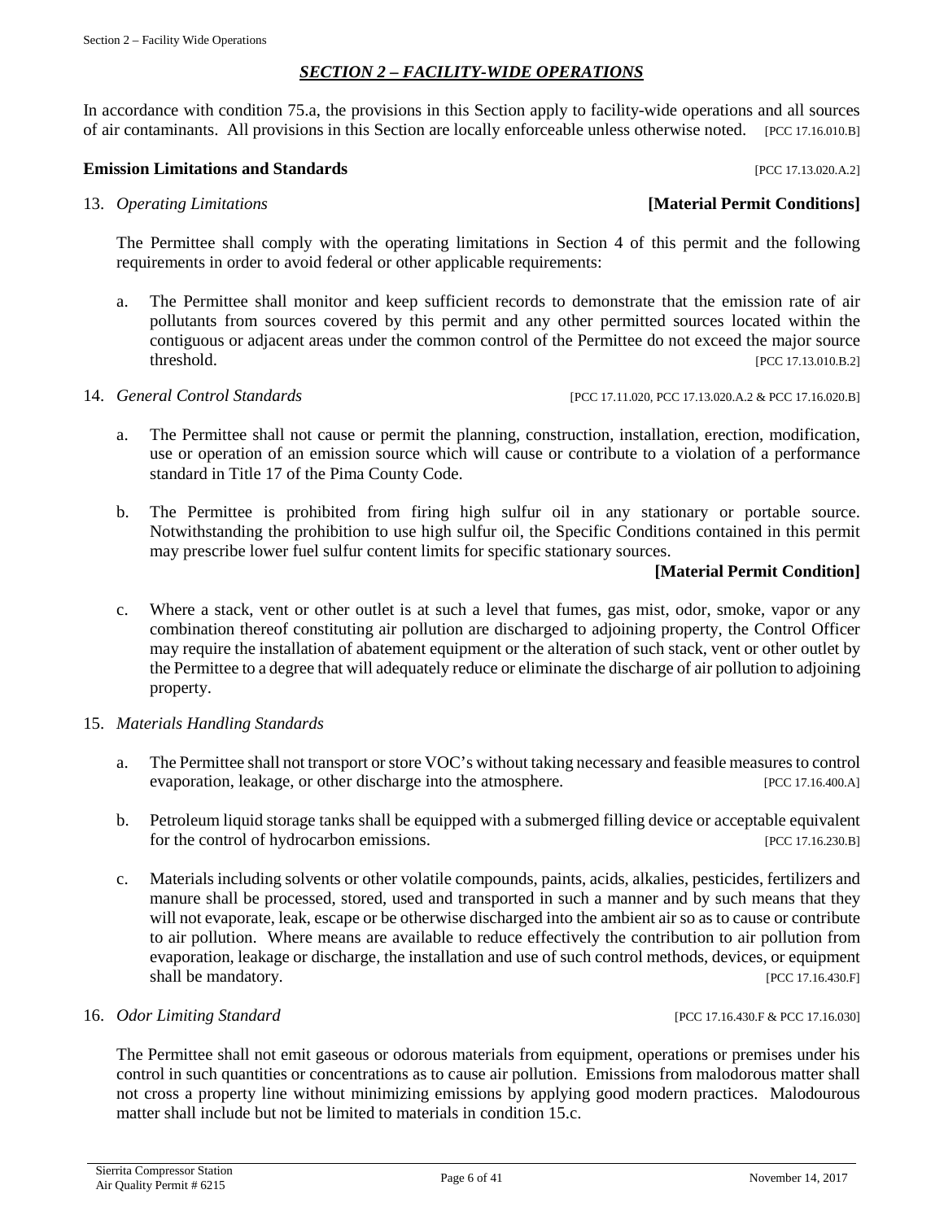## *SECTION 2 – FACILITY-WIDE OPERATIONS*

In accordance with condition 75.a, the provisions in this Section apply to facility-wide operations and all sources of air contaminants. All provisions in this Section are locally enforceable unless otherwise noted. [PCC 17.16.010.B]

**Emission Limitations and Standards** [PCC 17.13.020.A.2]

13. *Operating Limitations* **[Material Permit Conditions]**

    The Permittee shall comply with the operating limitations in Section 4 of this permit and the following requirements in order to avoid federal or other applicable requirements:

    a. The Permittee shall monitor and keep sufficient records to demonstrate that the emission rate of air pollutants from sources covered by this permit and any other permitted sources located within the contiguous or adjacent areas under the common control of the Permittee do not exceed the major source threshold. [PCC 17.13.010.B.2]

14. *General Control Standards* [PCC 17.11.020, PCC 17.13.020.A.2 & PCC 17.16.020.B]

    a. The Permittee shall not cause or permit the planning, construction, installation, erection, modification, use or operation of an emission source which will cause or contribute to a violation of a performance standard in Title 17 of the Pima County Code.

    b. The Permittee is prohibited from firing high sulfur oil in any stationary or portable source. Notwithstanding the prohibition to use high sulfur oil, the Specific Conditions contained in this permit may prescribe lower fuel sulfur content limits for specific stationary sources.

       **[Material Permit Condition]**

    c. Where a stack, vent or other outlet is at such a level that fumes, gas mist, odor, smoke, vapor or any combination thereof constituting air pollution are discharged to adjoining property, the Control Officer may require the installation of abatement equipment or the alteration of such stack, vent or other outlet by the Permittee to a degree that will adequately reduce or eliminate the discharge of air pollution to adjoining property.

15. *Materials Handling Standards*

    a. The Permittee shall not transport or store VOC's without taking necessary and feasible measures to control evaporation, leakage, or other discharge into the atmosphere. [PCC 17.16.400.A]

    b. Petroleum liquid storage tanks shall be equipped with a submerged filling device or acceptable equivalent for the control of hydrocarbon emissions. [PCC 17.16.230.B]

    c. Materials including solvents or other volatile compounds, paints, acids, alkalies, pesticides, fertilizers and manure shall be processed, stored, used and transported in such a manner and by such means that they will not evaporate, leak, escape or be otherwise discharged into the ambient air so as to cause or contribute to air pollution. Where means are available to reduce effectively the contribution to air pollution from evaporation, leakage or discharge, the installation and use of such control methods, devices, or equipment shall be mandatory. [PCC 17.16.430.F]

16. *Odor Limiting Standard* [PCC 17.16.430.F & PCC 17.16.030]

    The Permittee shall not emit gaseous or odorous materials from equipment, operations or premises under his control in such quantities or concentrations as to cause air pollution. Emissions from malodorous matter shall not cross a property line without minimizing emissions by applying good modern practices. Malodourous matter shall include but not be limited to materials in condition 15.c.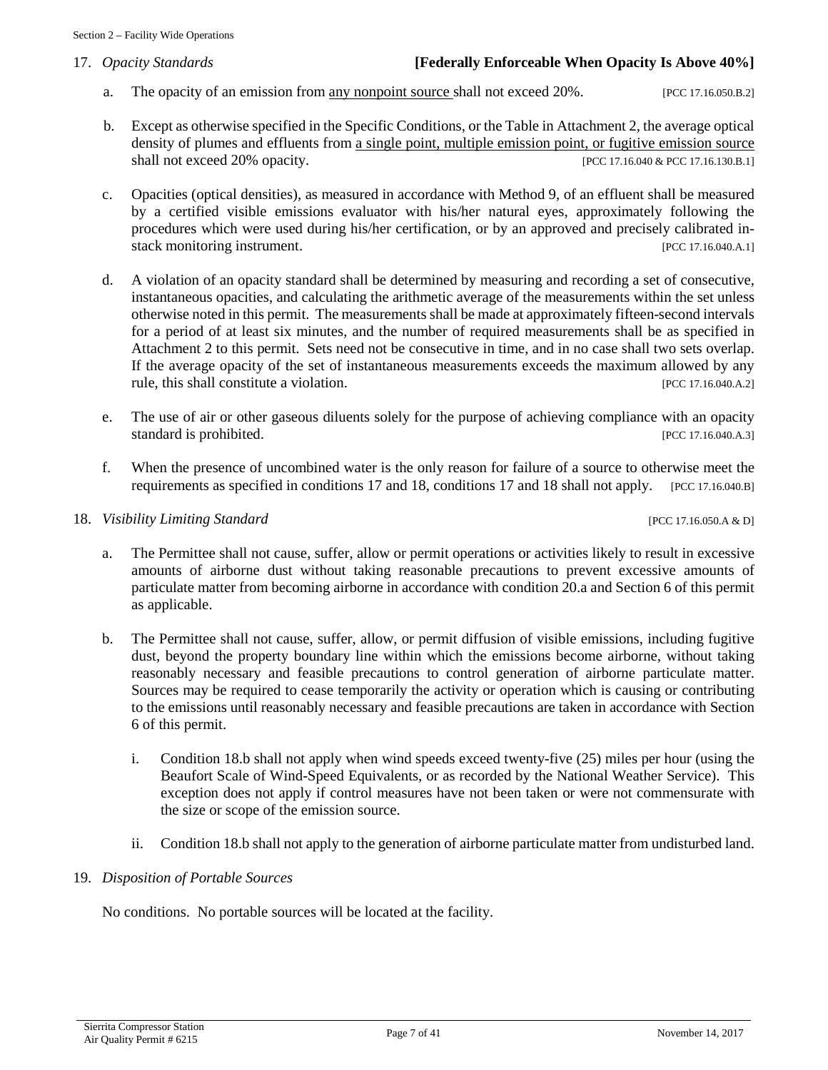17. *Opacity Standards* **[Federally Enforceable When Opacity Is Above 40%]**

   a. The opacity of an emission from <u>any nonpoint source</u> shall not exceed 20%. [PCC 17.16.050.B.2]

   b. Except as otherwise specified in the Specific Conditions, or the Table in Attachment 2, the average optical density of plumes and effluents from <u>a single point, multiple emission point, or fugitive emission source</u> shall not exceed 20% opacity. [PCC 17.16.040 & PCC 17.16.130.B.1]

   c. Opacities (optical densities), as measured in accordance with Method 9, of an effluent shall be measured by a certified visible emissions evaluator with his/her natural eyes, approximately following the procedures which were used during his/her certification, or by an approved and precisely calibrated in-stack monitoring instrument. [PCC 17.16.040.A.1]

   d. A violation of an opacity standard shall be determined by measuring and recording a set of consecutive, instantaneous opacities, and calculating the arithmetic average of the measurements within the set unless otherwise noted in this permit. The measurements shall be made at approximately fifteen-second intervals for a period of at least six minutes, and the number of required measurements shall be as specified in Attachment 2 to this permit. Sets need not be consecutive in time, and in no case shall two sets overlap. If the average opacity of the set of instantaneous measurements exceeds the maximum allowed by any rule, this shall constitute a violation. [PCC 17.16.040.A.2]

   e. The use of air or other gaseous diluents solely for the purpose of achieving compliance with an opacity standard is prohibited. [PCC 17.16.040.A.3]

   f. When the presence of uncombined water is the only reason for failure of a source to otherwise meet the requirements as specified in conditions 17 and 18, conditions 17 and 18 shall not apply. [PCC 17.16.040.B]

18. *Visibility Limiting Standard* [PCC 17.16.050.A & D]

   a. The Permittee shall not cause, suffer, allow or permit operations or activities likely to result in excessive amounts of airborne dust without taking reasonable precautions to prevent excessive amounts of particulate matter from becoming airborne in accordance with condition 20.a and Section 6 of this permit as applicable.

   b. The Permittee shall not cause, suffer, allow, or permit diffusion of visible emissions, including fugitive dust, beyond the property boundary line within which the emissions become airborne, without taking reasonably necessary and feasible precautions to control generation of airborne particulate matter. Sources may be required to cease temporarily the activity or operation which is causing or contributing to the emissions until reasonably necessary and feasible precautions are taken in accordance with Section 6 of this permit.

      i. Condition 18.b shall not apply when wind speeds exceed twenty-five (25) miles per hour (using the Beaufort Scale of Wind-Speed Equivalents, or as recorded by the National Weather Service). This exception does not apply if control measures have not been taken or were not commensurate with the size or scope of the emission source.

      ii. Condition 18.b shall not apply to the generation of airborne particulate matter from undisturbed land.

19. *Disposition of Portable Sources*

   No conditions. No portable sources will be located at the facility.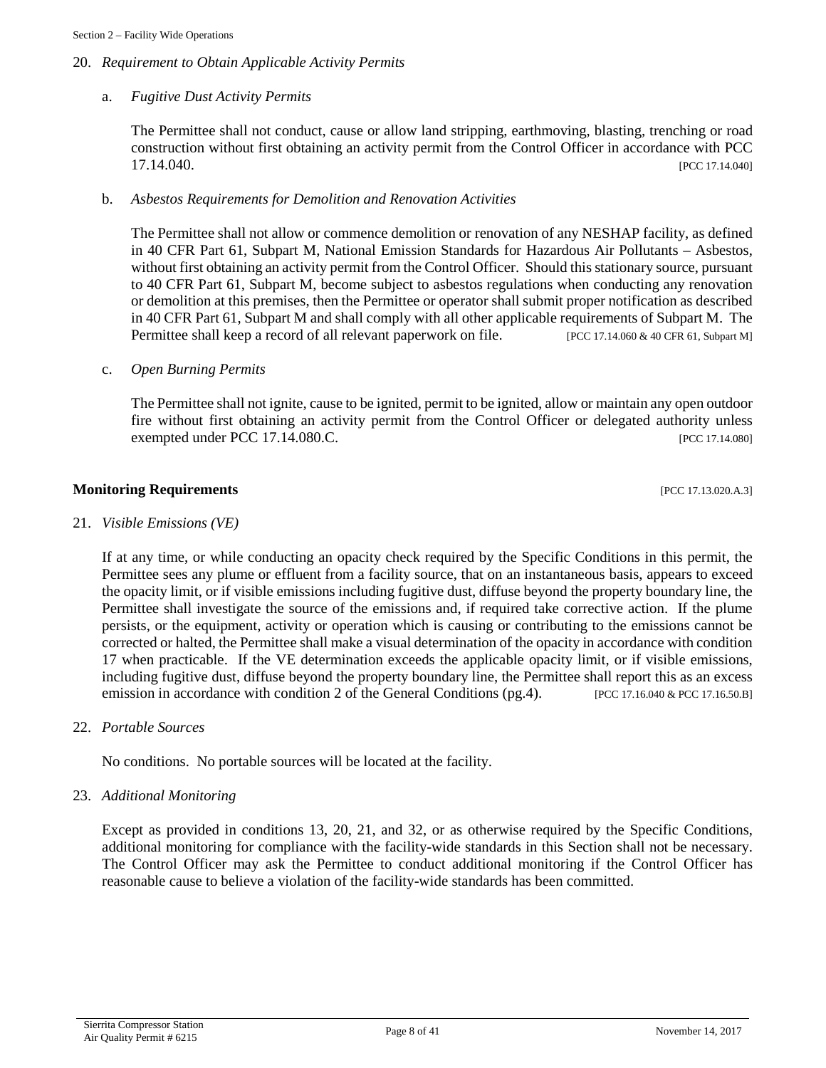20. *Requirement to Obtain Applicable Activity Permits*

    a. *Fugitive Dust Activity Permits*

    The Permittee shall not conduct, cause or allow land stripping, earthmoving, blasting, trenching or road construction without first obtaining an activity permit from the Control Officer in accordance with PCC 17.14.040. [PCC 17.14.040]

    b. *Asbestos Requirements for Demolition and Renovation Activities*

    The Permittee shall not allow or commence demolition or renovation of any NESHAP facility, as defined in 40 CFR Part 61, Subpart M, National Emission Standards for Hazardous Air Pollutants – Asbestos, without first obtaining an activity permit from the Control Officer. Should this stationary source, pursuant to 40 CFR Part 61, Subpart M, become subject to asbestos regulations when conducting any renovation or demolition at this premises, then the Permittee or operator shall submit proper notification as described in 40 CFR Part 61, Subpart M and shall comply with all other applicable requirements of Subpart M. The Permittee shall keep a record of all relevant paperwork on file. [PCC 17.14.060 & 40 CFR 61, Subpart M]

    c. *Open Burning Permits*

    The Permittee shall not ignite, cause to be ignited, permit to be ignited, allow or maintain any open outdoor fire without first obtaining an activity permit from the Control Officer or delegated authority unless exempted under PCC 17.14.080.C. [PCC 17.14.080]

**Monitoring Requirements** [PCC 17.13.020.A.3]

21. *Visible Emissions (VE)*

    If at any time, or while conducting an opacity check required by the Specific Conditions in this permit, the Permittee sees any plume or effluent from a facility source, that on an instantaneous basis, appears to exceed the opacity limit, or if visible emissions including fugitive dust, diffuse beyond the property boundary line, the Permittee shall investigate the source of the emissions and, if required take corrective action. If the plume persists, or the equipment, activity or operation which is causing or contributing to the emissions cannot be corrected or halted, the Permittee shall make a visual determination of the opacity in accordance with condition 17 when practicable. If the VE determination exceeds the applicable opacity limit, or if visible emissions, including fugitive dust, diffuse beyond the property boundary line, the Permittee shall report this as an excess emission in accordance with condition 2 of the General Conditions (pg.4). [PCC 17.16.040 & PCC 17.16.50.B]

22. *Portable Sources*

    No conditions. No portable sources will be located at the facility.

23. *Additional Monitoring*

    Except as provided in conditions 13, 20, 21, and 32, or as otherwise required by the Specific Conditions, additional monitoring for compliance with the facility-wide standards in this Section shall not be necessary. The Control Officer may ask the Permittee to conduct additional monitoring if the Control Officer has reasonable cause to believe a violation of the facility-wide standards has been committed.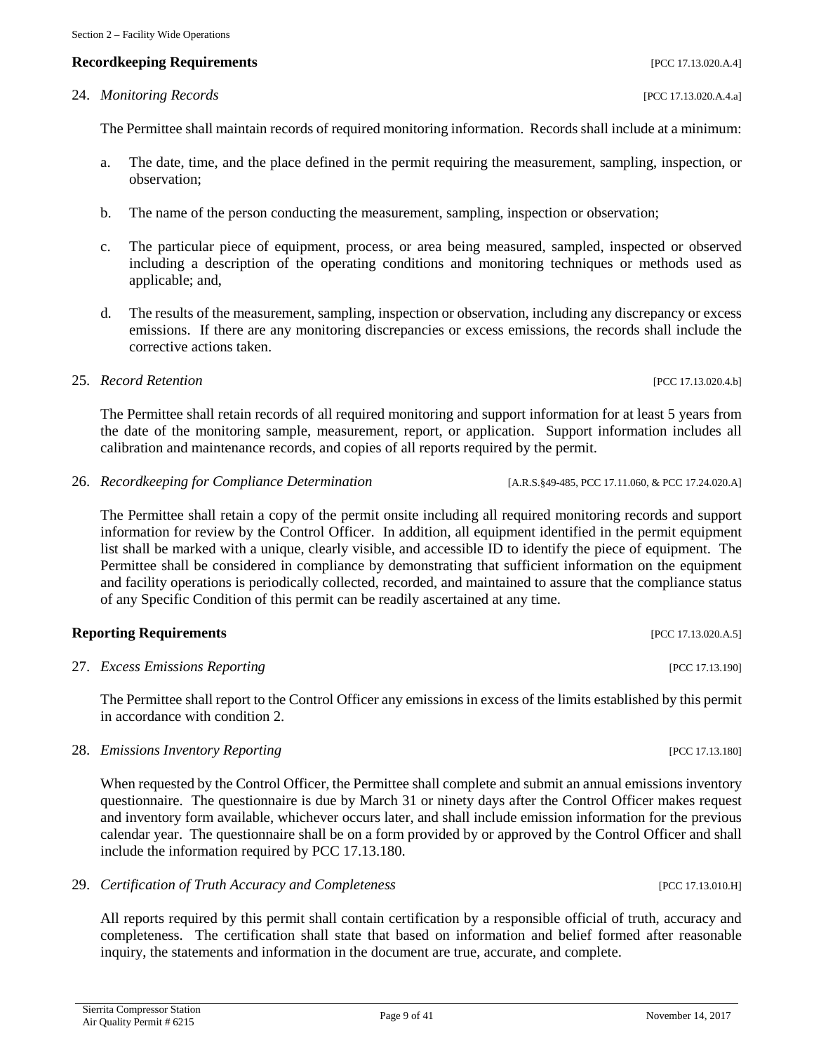### Recordkeeping Requirements [PCC 17.13.020.A.4]

24. *Monitoring Records* [PCC 17.13.020.A.4.a]

 The Permittee shall maintain records of required monitoring information. Records shall include at a minimum:

 a. The date, time, and the place defined in the permit requiring the measurement, sampling, inspection, or observation;

 b. The name of the person conducting the measurement, sampling, inspection or observation;

 c. The particular piece of equipment, process, or area being measured, sampled, inspected or observed including a description of the operating conditions and monitoring techniques or methods used as applicable; and,

 d. The results of the measurement, sampling, inspection or observation, including any discrepancy or excess emissions. If there are any monitoring discrepancies or excess emissions, the records shall include the corrective actions taken.

25. *Record Retention* [PCC 17.13.020.4.b]

 The Permittee shall retain records of all required monitoring and support information for at least 5 years from the date of the monitoring sample, measurement, report, or application. Support information includes all calibration and maintenance records, and copies of all reports required by the permit.

26. *Recordkeeping for Compliance Determination* [A.R.S.§49-485, PCC 17.11.060, & PCC 17.24.020.A]

 The Permittee shall retain a copy of the permit onsite including all required monitoring records and support information for review by the Control Officer. In addition, all equipment identified in the permit equipment list shall be marked with a unique, clearly visible, and accessible ID to identify the piece of equipment. The Permittee shall be considered in compliance by demonstrating that sufficient information on the equipment and facility operations is periodically collected, recorded, and maintained to assure that the compliance status of any Specific Condition of this permit can be readily ascertained at any time.

### Reporting Requirements [PCC 17.13.020.A.5]

27. *Excess Emissions Reporting* [PCC 17.13.190]

 The Permittee shall report to the Control Officer any emissions in excess of the limits established by this permit in accordance with condition 2.

28. *Emissions Inventory Reporting* [PCC 17.13.180]

 When requested by the Control Officer, the Permittee shall complete and submit an annual emissions inventory questionnaire. The questionnaire is due by March 31 or ninety days after the Control Officer makes request and inventory form available, whichever occurs later, and shall include emission information for the previous calendar year. The questionnaire shall be on a form provided by or approved by the Control Officer and shall include the information required by PCC 17.13.180.

29. *Certification of Truth Accuracy and Completeness* [PCC 17.13.010.H]

 All reports required by this permit shall contain certification by a responsible official of truth, accuracy and completeness. The certification shall state that based on information and belief formed after reasonable inquiry, the statements and information in the document are true, accurate, and complete.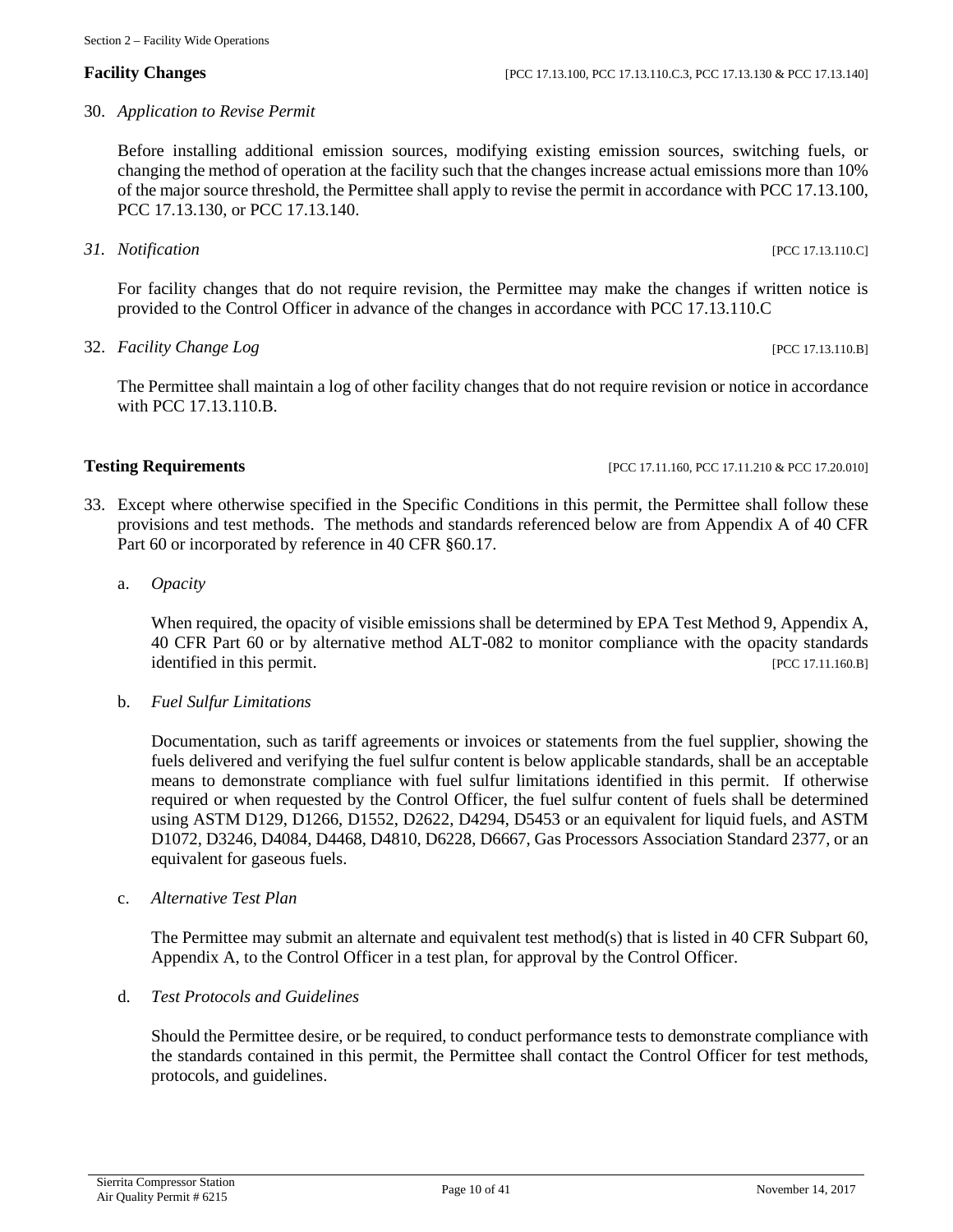**Facility Changes** [PCC 17.13.100, PCC 17.13.110.C.3, PCC 17.13.130 & PCC 17.13.140]

30. *Application to Revise Permit*

    Before installing additional emission sources, modifying existing emission sources, switching fuels, or changing the method of operation at the facility such that the changes increase actual emissions more than 10% of the major source threshold, the Permittee shall apply to revise the permit in accordance with PCC 17.13.100, PCC 17.13.130, or PCC 17.13.140.

31. *Notification* [PCC 17.13.110.C]

    For facility changes that do not require revision, the Permittee may make the changes if written notice is provided to the Control Officer in advance of the changes in accordance with PCC 17.13.110.C

32. *Facility Change Log* [PCC 17.13.110.B]

    The Permittee shall maintain a log of other facility changes that do not require revision or notice in accordance with PCC 17.13.110.B.

**Testing Requirements** [PCC 17.11.160, PCC 17.11.210 & PCC 17.20.010]

33. Except where otherwise specified in the Specific Conditions in this permit, the Permittee shall follow these provisions and test methods. The methods and standards referenced below are from Appendix A of 40 CFR Part 60 or incorporated by reference in 40 CFR §60.17.

    a. *Opacity*

       When required, the opacity of visible emissions shall be determined by EPA Test Method 9, Appendix A, 40 CFR Part 60 or by alternative method ALT-082 to monitor compliance with the opacity standards identified in this permit. [PCC 17.11.160.B]

    b. *Fuel Sulfur Limitations*

       Documentation, such as tariff agreements or invoices or statements from the fuel supplier, showing the fuels delivered and verifying the fuel sulfur content is below applicable standards, shall be an acceptable means to demonstrate compliance with fuel sulfur limitations identified in this permit. If otherwise required or when requested by the Control Officer, the fuel sulfur content of fuels shall be determined using ASTM D129, D1266, D1552, D2622, D4294, D5453 or an equivalent for liquid fuels, and ASTM D1072, D3246, D4084, D4468, D4810, D6228, D6667, Gas Processors Association Standard 2377, or an equivalent for gaseous fuels.

    c. *Alternative Test Plan*

       The Permittee may submit an alternate and equivalent test method(s) that is listed in 40 CFR Subpart 60, Appendix A, to the Control Officer in a test plan, for approval by the Control Officer.

    d. *Test Protocols and Guidelines*

       Should the Permittee desire, or be required, to conduct performance tests to demonstrate compliance with the standards contained in this permit, the Permittee shall contact the Control Officer for test methods, protocols, and guidelines.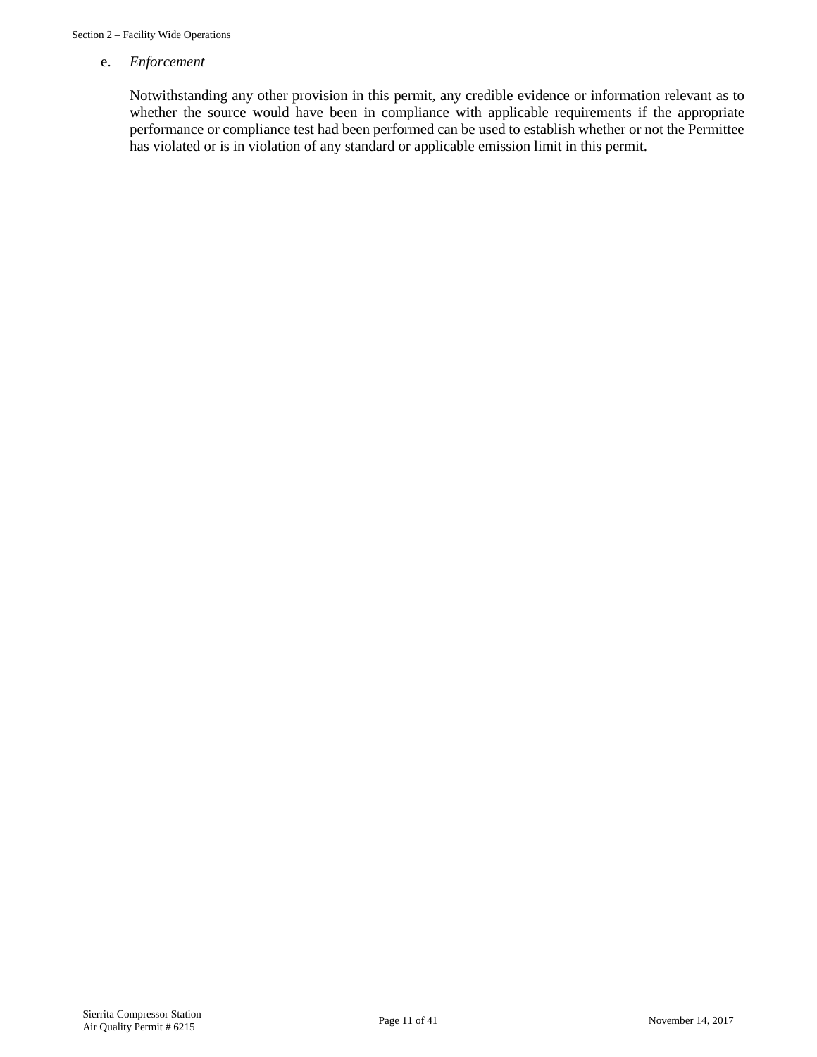e. *Enforcement*

Notwithstanding any other provision in this permit, any credible evidence or information relevant as to whether the source would have been in compliance with applicable requirements if the appropriate performance or compliance test had been performed can be used to establish whether or not the Permittee has violated or is in violation of any standard or applicable emission limit in this permit.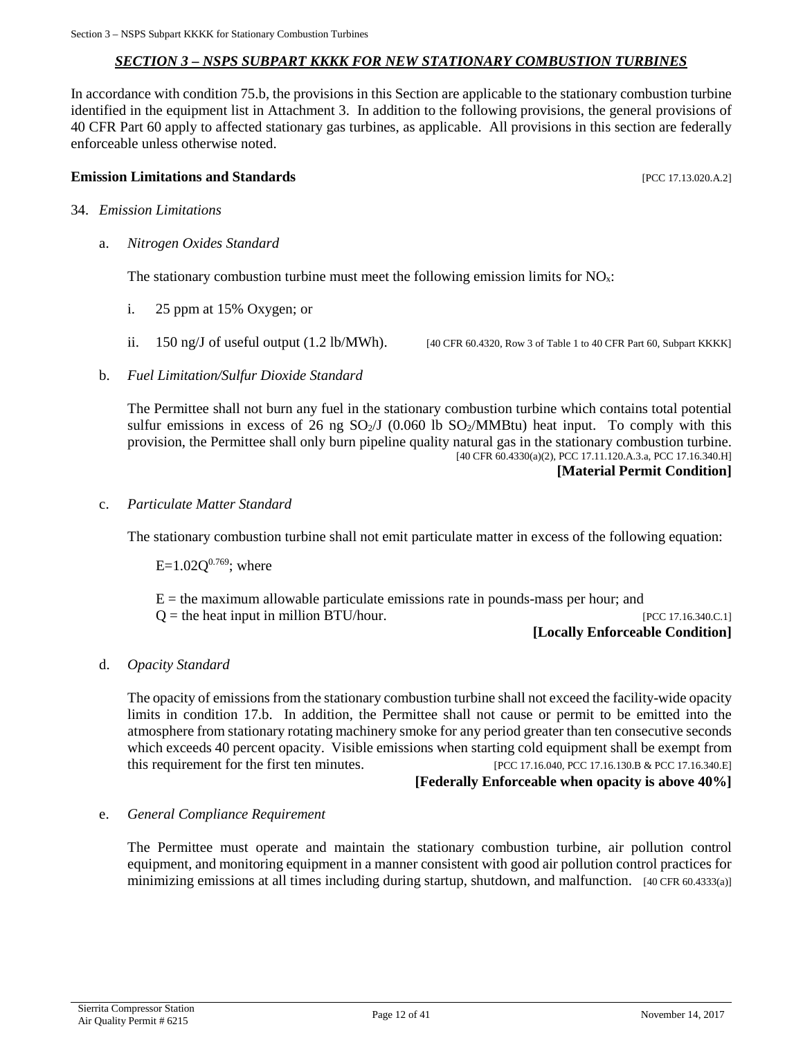## *SECTION 3 – NSPS SUBPART KKKK FOR NEW STATIONARY COMBUSTION TURBINES*

In accordance with condition 75.b, the provisions in this Section are applicable to the stationary combustion turbine identified in the equipment list in Attachment 3. In addition to the following provisions, the general provisions of 40 CFR Part 60 apply to affected stationary gas turbines, as applicable. All provisions in this section are federally enforceable unless otherwise noted.

**Emission Limitations and Standards** [PCC 17.13.020.A.2]

34. *Emission Limitations*

   a. *Nitrogen Oxides Standard*

      The stationary combustion turbine must meet the following emission limits for $NO_x$:

      i. 25 ppm at 15% Oxygen; or

      ii. 150 ng/J of useful output (1.2 lb/MWh). [40 CFR 60.4320, Row 3 of Table 1 to 40 CFR Part 60, Subpart KKKK]

   b. *Fuel Limitation/Sulfur Dioxide Standard*

      The Permittee shall not burn any fuel in the stationary combustion turbine which contains total potential sulfur emissions in excess of 26 ng $SO_2$/J (0.060 lb $SO_2$/MMBtu) heat input. To comply with this provision, the Permittee shall only burn pipeline quality natural gas in the stationary combustion turbine. [40 CFR 60.4330(a)(2), PCC 17.11.120.A.3.a, PCC 17.16.340.H]

      **[Material Permit Condition]**

   c. *Particulate Matter Standard*

      The stationary combustion turbine shall not emit particulate matter in excess of the following equation:

      $E=1.02Q^{0.769}$; where

      E = the maximum allowable particulate emissions rate in pounds-mass per hour; and
      Q = the heat input in million BTU/hour. [PCC 17.16.340.C.1]

      **[Locally Enforceable Condition]**

   d. *Opacity Standard*

      The opacity of emissions from the stationary combustion turbine shall not exceed the facility-wide opacity limits in condition 17.b. In addition, the Permittee shall not cause or permit to be emitted into the atmosphere from stationary rotating machinery smoke for any period greater than ten consecutive seconds which exceeds 40 percent opacity. Visible emissions when starting cold equipment shall be exempt from this requirement for the first ten minutes. [PCC 17.16.040, PCC 17.16.130.B & PCC 17.16.340.E]

      **[Federally Enforceable when opacity is above 40%]**

   e. *General Compliance Requirement*

      The Permittee must operate and maintain the stationary combustion turbine, air pollution control equipment, and monitoring equipment in a manner consistent with good air pollution control practices for minimizing emissions at all times including during startup, shutdown, and malfunction. [40 CFR 60.4333(a)]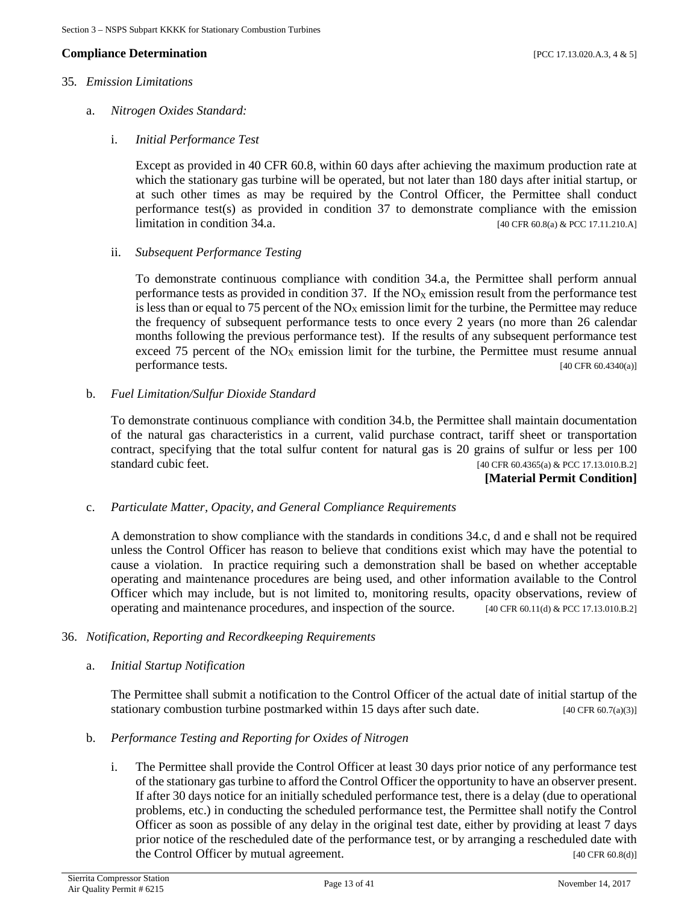### Compliance Determination [PCC 17.13.020.A.3, 4 & 5]

35. *Emission Limitations*

    a. *Nitrogen Oxides Standard:*

        i. *Initial Performance Test*

            Except as provided in 40 CFR 60.8, within 60 days after achieving the maximum production rate at which the stationary gas turbine will be operated, but not later than 180 days after initial startup, or at such other times as may be required by the Control Officer, the Permittee shall conduct performance test(s) as provided in condition 37 to demonstrate compliance with the emission limitation in condition 34.a. [40 CFR 60.8(a) & PCC 17.11.210.A]

        ii. *Subsequent Performance Testing*

            To demonstrate continuous compliance with condition 34.a, the Permittee shall perform annual performance tests as provided in condition 37. If the $NO_X$ emission result from the performance test is less than or equal to 75 percent of the $NO_X$ emission limit for the turbine, the Permittee may reduce the frequency of subsequent performance tests to once every 2 years (no more than 26 calendar months following the previous performance test). If the results of any subsequent performance test exceed 75 percent of the $NO_X$ emission limit for the turbine, the Permittee must resume annual performance tests. [40 CFR 60.4340(a)]

    b. *Fuel Limitation/Sulfur Dioxide Standard*

        To demonstrate continuous compliance with condition 34.b, the Permittee shall maintain documentation of the natural gas characteristics in a current, valid purchase contract, tariff sheet or transportation contract, specifying that the total sulfur content for natural gas is 20 grains of sulfur or less per 100 standard cubic feet. [40 CFR 60.4365(a) & PCC 17.13.010.B.2]

        **[Material Permit Condition]**

    c. *Particulate Matter, Opacity, and General Compliance Requirements*

        A demonstration to show compliance with the standards in conditions 34.c, d and e shall not be required unless the Control Officer has reason to believe that conditions exist which may have the potential to cause a violation. In practice requiring such a demonstration shall be based on whether acceptable operating and maintenance procedures are being used, and other information available to the Control Officer which may include, but is not limited to, monitoring results, opacity observations, review of operating and maintenance procedures, and inspection of the source. [40 CFR 60.11(d) & PCC 17.13.010.B.2]

36. *Notification, Reporting and Recordkeeping Requirements*

    a. *Initial Startup Notification*

        The Permittee shall submit a notification to the Control Officer of the actual date of initial startup of the stationary combustion turbine postmarked within 15 days after such date. [40 CFR 60.7(a)(3)]

    b. *Performance Testing and Reporting for Oxides of Nitrogen*

        i. The Permittee shall provide the Control Officer at least 30 days prior notice of any performance test of the stationary gas turbine to afford the Control Officer the opportunity to have an observer present. If after 30 days notice for an initially scheduled performance test, there is a delay (due to operational problems, etc.) in conducting the scheduled performance test, the Permittee shall notify the Control Officer as soon as possible of any delay in the original test date, either by providing at least 7 days prior notice of the rescheduled date of the performance test, or by arranging a rescheduled date with the Control Officer by mutual agreement. [40 CFR 60.8(d)]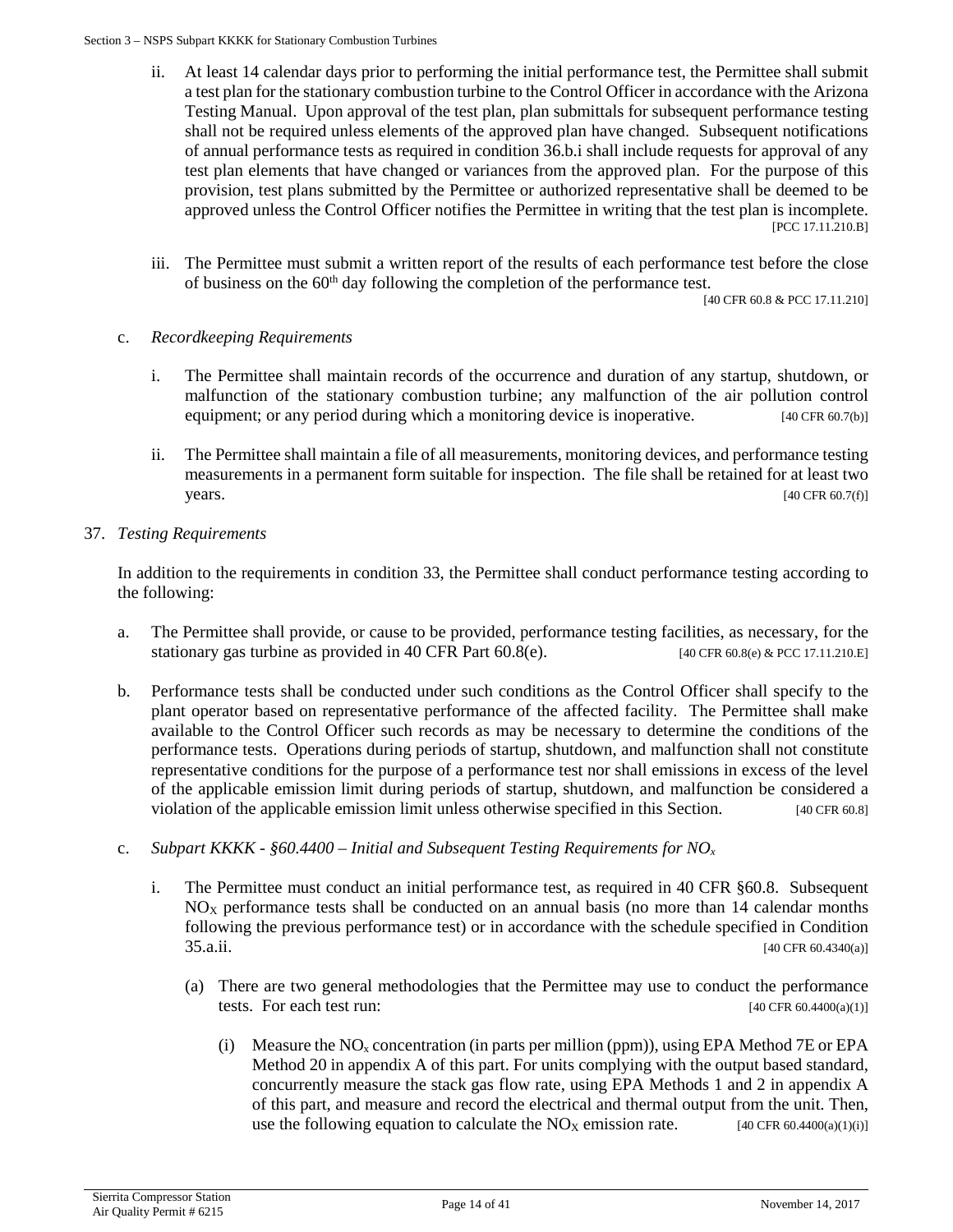ii. At least 14 calendar days prior to performing the initial performance test, the Permittee shall submit a test plan for the stationary combustion turbine to the Control Officer in accordance with the Arizona Testing Manual. Upon approval of the test plan, plan submittals for subsequent performance testing shall not be required unless elements of the approved plan have changed. Subsequent notifications of annual performance tests as required in condition 36.b.i shall include requests for approval of any test plan elements that have changed or variances from the approved plan. For the purpose of this provision, test plans submitted by the Permittee or authorized representative shall be deemed to be approved unless the Control Officer notifies the Permittee in writing that the test plan is incomplete. [PCC 17.11.210.B]

iii. The Permittee must submit a written report of the results of each performance test before the close of business on the 60th day following the completion of the performance test. [40 CFR 60.8 & PCC 17.11.210]

c. *Recordkeeping Requirements*

i. The Permittee shall maintain records of the occurrence and duration of any startup, shutdown, or malfunction of the stationary combustion turbine; any malfunction of the air pollution control equipment; or any period during which a monitoring device is inoperative. [40 CFR 60.7(b)]

ii. The Permittee shall maintain a file of all measurements, monitoring devices, and performance testing measurements in a permanent form suitable for inspection. The file shall be retained for at least two years. [40 CFR 60.7(f)]

37. *Testing Requirements*

In addition to the requirements in condition 33, the Permittee shall conduct performance testing according to the following:

a. The Permittee shall provide, or cause to be provided, performance testing facilities, as necessary, for the stationary gas turbine as provided in 40 CFR Part 60.8(e). [40 CFR 60.8(e) & PCC 17.11.210.E]

b. Performance tests shall be conducted under such conditions as the Control Officer shall specify to the plant operator based on representative performance of the affected facility. The Permittee shall make available to the Control Officer such records as may be necessary to determine the conditions of the performance tests. Operations during periods of startup, shutdown, and malfunction shall not constitute representative conditions for the purpose of a performance test nor shall emissions in excess of the level of the applicable emission limit during periods of startup, shutdown, and malfunction be considered a violation of the applicable emission limit unless otherwise specified in this Section. [40 CFR 60.8]

c. *Subpart KKKK - §60.4400 – Initial and Subsequent Testing Requirements for $NO_x$*

i. The Permittee must conduct an initial performance test, as required in 40 CFR §60.8. Subsequent $NO_X$ performance tests shall be conducted on an annual basis (no more than 14 calendar months following the previous performance test) or in accordance with the schedule specified in Condition 35.a.ii. [40 CFR 60.4340(a)]

(a) There are two general methodologies that the Permittee may use to conduct the performance tests. For each test run: [40 CFR 60.4400(a)(1)]

(i) Measure the $NO_x$ concentration (in parts per million (ppm)), using EPA Method 7E or EPA Method 20 in appendix A of this part. For units complying with the output based standard, concurrently measure the stack gas flow rate, using EPA Methods 1 and 2 in appendix A of this part, and measure and record the electrical and thermal output from the unit. Then, use the following equation to calculate the $NO_X$ emission rate. [40 CFR 60.4400(a)(1)(i)]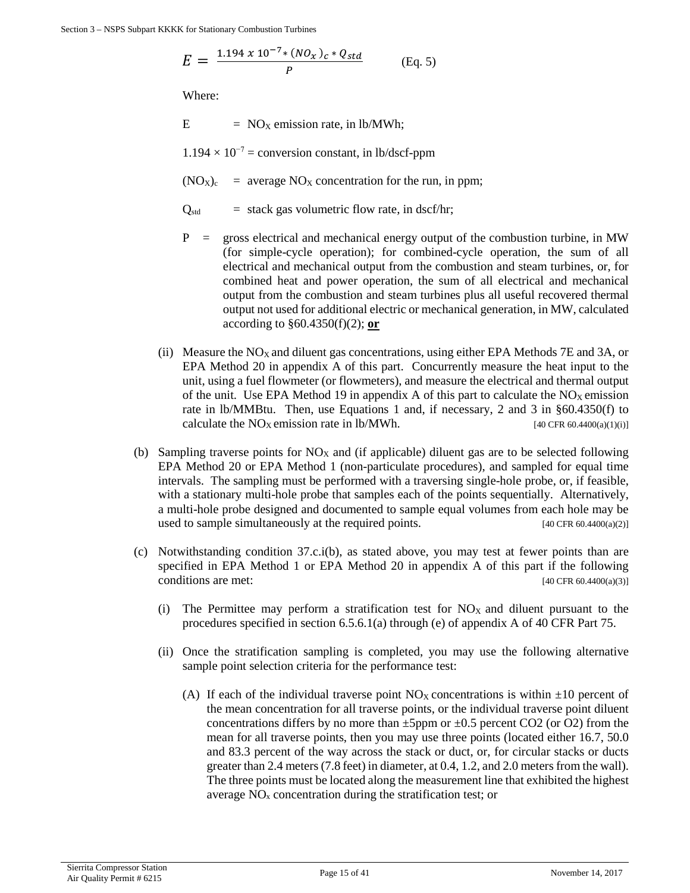$$E = \frac{1.194 \times 10^{-7} * (NO_x)_c * Q_{std}}{P} \qquad \text{(Eq. 5)}$$

Where:

E = $NO_X$ emission rate, in lb/MWh;

$1.194 \times 10^{-7}$ = conversion constant, in lb/dscf-ppm

$(NO_X)_c$ = average $NO_X$ concentration for the run, in ppm;

$Q_{std}$ = stack gas volumetric flow rate, in dscf/hr;

P = gross electrical and mechanical energy output of the combustion turbine, in MW (for simple-cycle operation); for combined-cycle operation, the sum of all electrical and mechanical output from the combustion and steam turbines, or, for combined heat and power operation, the sum of all electrical and mechanical output from the combustion and steam turbines plus all useful recovered thermal output not used for additional electric or mechanical generation, in MW, calculated according to §60.4350(f)(2); **or**

(ii) Measure the $NO_X$ and diluent gas concentrations, using either EPA Methods 7E and 3A, or EPA Method 20 in appendix A of this part. Concurrently measure the heat input to the unit, using a fuel flowmeter (or flowmeters), and measure the electrical and thermal output of the unit. Use EPA Method 19 in appendix A of this part to calculate the $NO_X$ emission rate in lb/MMBtu. Then, use Equations 1 and, if necessary, 2 and 3 in §60.4350(f) to calculate the $NO_X$ emission rate in lb/MWh. [40 CFR 60.4400(a)(1)(i)]

(b) Sampling traverse points for $NO_X$ and (if applicable) diluent gas are to be selected following EPA Method 20 or EPA Method 1 (non-particulate procedures), and sampled for equal time intervals. The sampling must be performed with a traversing single-hole probe, or, if feasible, with a stationary multi-hole probe that samples each of the points sequentially. Alternatively, a multi-hole probe designed and documented to sample equal volumes from each hole may be used to sample simultaneously at the required points. [40 CFR 60.4400(a)(2)]

(c) Notwithstanding condition 37.c.i(b), as stated above, you may test at fewer points than are specified in EPA Method 1 or EPA Method 20 in appendix A of this part if the following conditions are met: [40 CFR 60.4400(a)(3)]

(i) The Permittee may perform a stratification test for $NO_X$ and diluent pursuant to the procedures specified in section 6.5.6.1(a) through (e) of appendix A of 40 CFR Part 75.

(ii) Once the stratification sampling is completed, you may use the following alternative sample point selection criteria for the performance test:

(A) If each of the individual traverse point $NO_X$ concentrations is within ±10 percent of the mean concentration for all traverse points, or the individual traverse point diluent concentrations differs by no more than ±5ppm or ±0.5 percent CO2 (or O2) from the mean for all traverse points, then you may use three points (located either 16.7, 50.0 and 83.3 percent of the way across the stack or duct, or, for circular stacks or ducts greater than 2.4 meters (7.8 feet) in diameter, at 0.4, 1.2, and 2.0 meters from the wall). The three points must be located along the measurement line that exhibited the highest average $NO_x$ concentration during the stratification test; or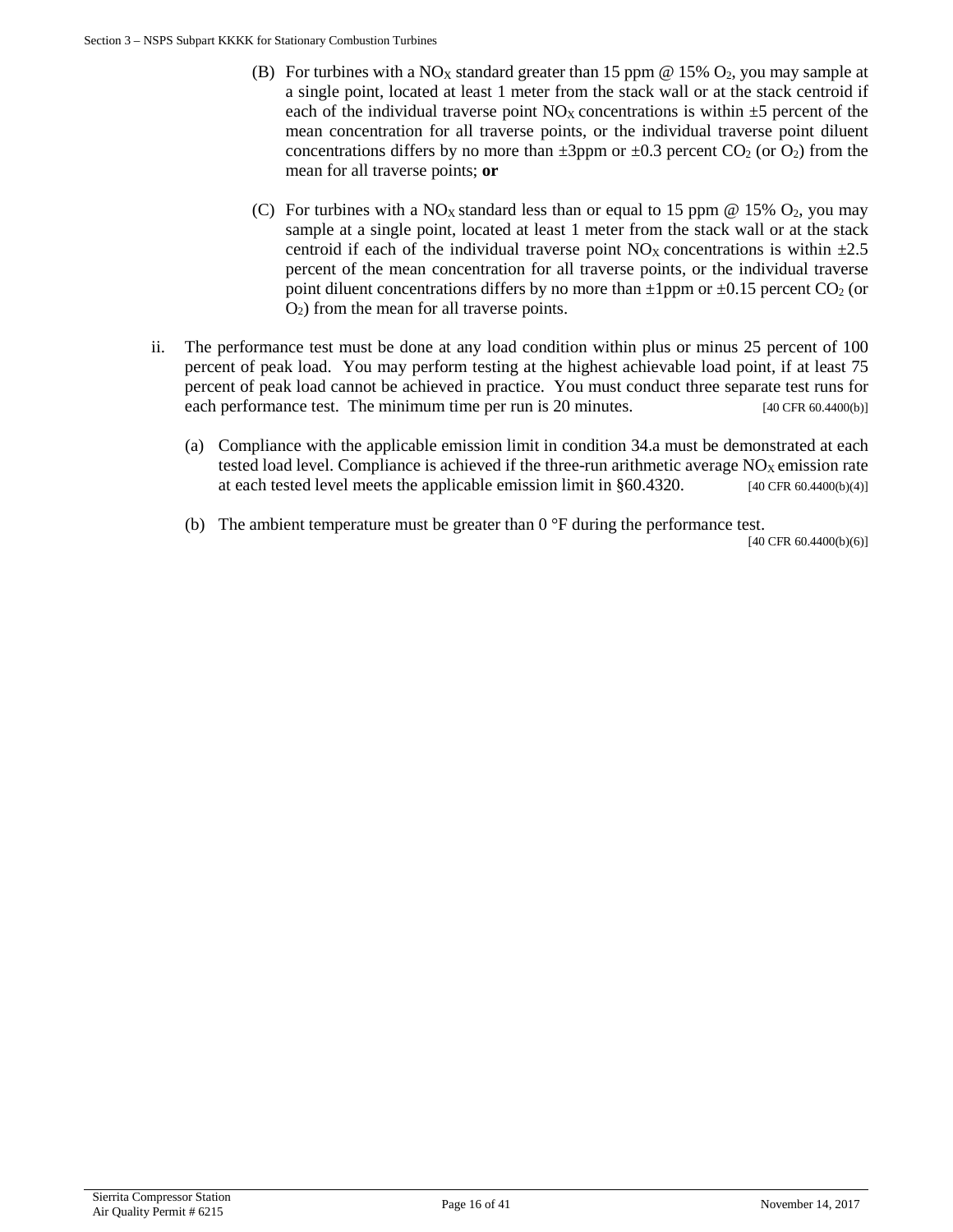(B) For turbines with a $NO_X$ standard greater than 15 ppm @ 15% $O_2$, you may sample at a single point, located at least 1 meter from the stack wall or at the stack centroid if each of the individual traverse point $NO_X$ concentrations is within ±5 percent of the mean concentration for all traverse points, or the individual traverse point diluent concentrations differs by no more than ±3ppm or ±0.3 percent $CO_2$ (or $O_2$) from the mean for all traverse points; **or**

(C) For turbines with a $NO_X$ standard less than or equal to 15 ppm @ 15% $O_2$, you may sample at a single point, located at least 1 meter from the stack wall or at the stack centroid if each of the individual traverse point $NO_X$ concentrations is within ±2.5 percent of the mean concentration for all traverse points, or the individual traverse point diluent concentrations differs by no more than ±1ppm or ±0.15 percent $CO_2$ (or $O_2$) from the mean for all traverse points.

ii. The performance test must be done at any load condition within plus or minus 25 percent of 100 percent of peak load. You may perform testing at the highest achievable load point, if at least 75 percent of peak load cannot be achieved in practice. You must conduct three separate test runs for each performance test. The minimum time per run is 20 minutes. [40 CFR 60.4400(b)]

(a) Compliance with the applicable emission limit in condition 34.a must be demonstrated at each tested load level. Compliance is achieved if the three-run arithmetic average $NO_X$ emission rate at each tested level meets the applicable emission limit in §60.4320. [40 CFR 60.4400(b)(4)]

(b) The ambient temperature must be greater than 0 °F during the performance test. [40 CFR 60.4400(b)(6)]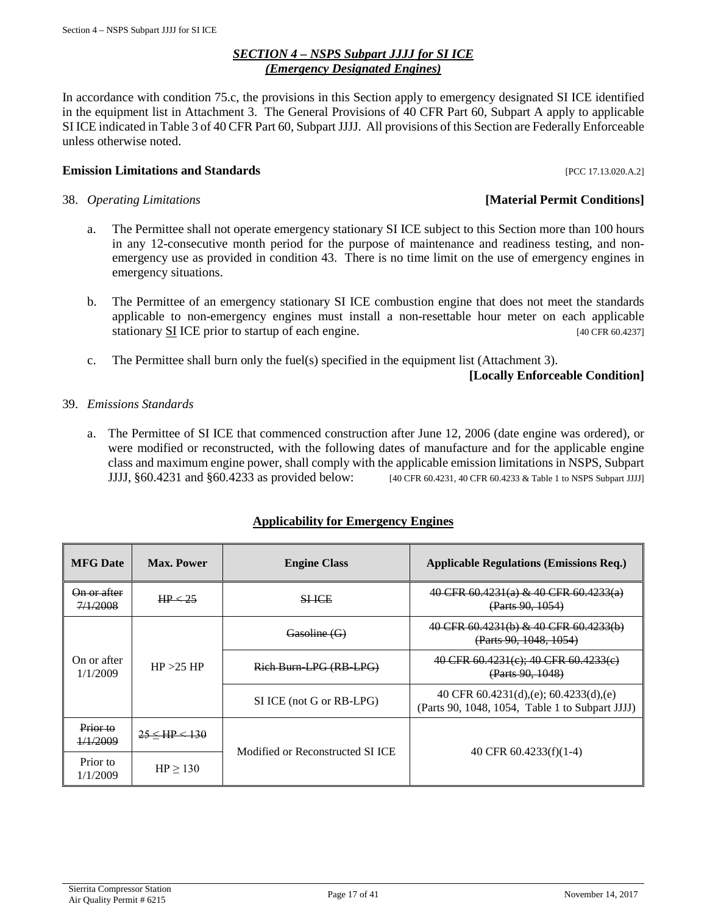## *SECTION 4 – NSPS Subpart JJJJ for SI ICE (Emergency Designated Engines)*

In accordance with condition 75.c, the provisions in this Section apply to emergency designated SI ICE identified in the equipment list in Attachment 3. The General Provisions of 40 CFR Part 60, Subpart A apply to applicable SI ICE indicated in Table 3 of 40 CFR Part 60, Subpart JJJJ. All provisions of this Section are Federally Enforceable unless otherwise noted.

### Emission Limitations and Standards [PCC 17.13.020.A.2]

38. *Operating Limitations* **[Material Permit Conditions]**

   a. The Permittee shall not operate emergency stationary SI ICE subject to this Section more than 100 hours in any 12-consecutive month period for the purpose of maintenance and readiness testing, and non-emergency use as provided in condition 43. There is no time limit on the use of emergency engines in emergency situations.

   b. The Permittee of an emergency stationary SI ICE combustion engine that does not meet the standards applicable to non-emergency engines must install a non-resettable hour meter on each applicable stationary SI ICE prior to startup of each engine. [40 CFR 60.4237]

   c. The Permittee shall burn only the fuel(s) specified in the equipment list (Attachment 3).

   **[Locally Enforceable Condition]**

39. *Emissions Standards*

   a. The Permittee of SI ICE that commenced construction after June 12, 2006 (date engine was ordered), or were modified or reconstructed, with the following dates of manufacture and for the applicable engine class and maximum engine power, shall comply with the applicable emission limitations in NSPS, Subpart JJJJ, §60.4231 and §60.4233 as provided below: [40 CFR 60.4231, 40 CFR 60.4233 & Table 1 to NSPS Subpart JJJJ]

**Applicability for Emergency Engines**

| MFG Date | Max. Power | Engine Class | Applicable Regulations (Emissions Req.) |
|---|---|---|---|
| ~~On or after 7/1/2008~~ | ~~HP < 25~~ | ~~SI ICE~~ | ~~40 CFR 60.4231(a) & 40 CFR 60.4233(a) (Parts 90, 1054)~~ |
| On or after 1/1/2009 | HP >25 HP | ~~Gasoline (G)~~ | ~~40 CFR 60.4231(b) & 40 CFR 60.4233(b) (Parts 90, 1048, 1054)~~ |
| | | ~~Rich Burn-LPG (RB-LPG)~~ | ~~40 CFR 60.4231(c); 40 CFR 60.4233(c) (Parts 90, 1048)~~ |
| | | SI ICE (not G or RB-LPG) | 40 CFR 60.4231(d),(e); 60.4233(d),(e) (Parts 90, 1048, 1054, Table 1 to Subpart JJJJ) |
| ~~Prior to 1/1/2009~~ | ~~25 ≤ HP < 130~~ | Modified or Reconstructed SI ICE | 40 CFR 60.4233(f)(1-4) |
| Prior to 1/1/2009 | HP ≥ 130 | | |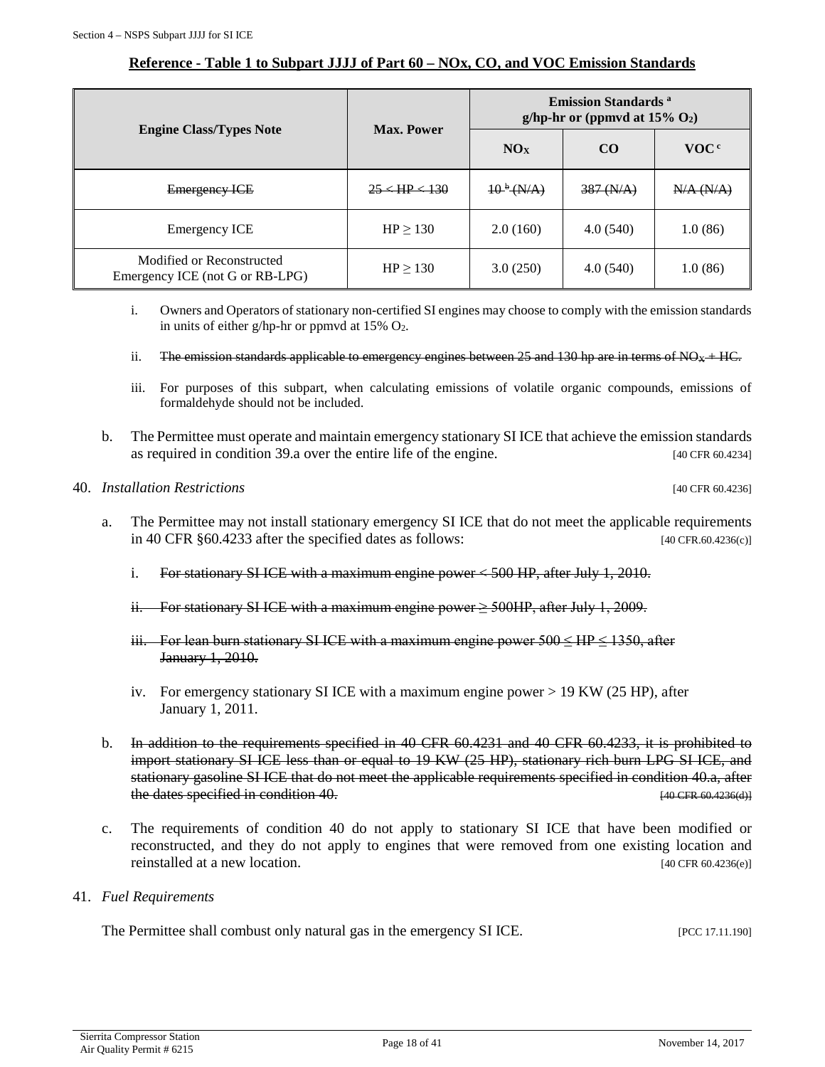**Reference - Table 1 to Subpart JJJJ of Part 60 – NOx, CO, and VOC Emission Standards**

| Engine Class/Types Note | Max. Power | Emission Standards [a] g/hp-hr or (ppmvd at 15% $O_2$) | | |
|---|---|---|---|---|
| | | $NO_X$ | CO | VOC [c] |
| ~~Emergency ICE~~ | ~~25 < HP < 130~~ | ~~10 [b] (N/A)~~ | ~~387 (N/A)~~ | ~~N/A (N/A)~~ |
| Emergency ICE | HP ≥ 130 | 2.0 (160) | 4.0 (540) | 1.0 (86) |
| Modified or Reconstructed Emergency ICE (not G or RB-LPG) | HP ≥ 130 | 3.0 (250) | 4.0 (540) | 1.0 (86) |

i. Owners and Operators of stationary non-certified SI engines may choose to comply with the emission standards in units of either g/hp-hr or ppmvd at 15% $O_2$.

ii. ~~The emission standards applicable to emergency engines between 25 and 130 hp are in terms of $NO_X$ + HC.~~

iii. For purposes of this subpart, when calculating emissions of volatile organic compounds, emissions of formaldehyde should not be included.

b. The Permittee must operate and maintain emergency stationary SI ICE that achieve the emission standards as required in condition 39.a over the entire life of the engine. [40 CFR 60.4234]

40. *Installation Restrictions* [40 CFR 60.4236]

a. The Permittee may not install stationary emergency SI ICE that do not meet the applicable requirements in 40 CFR §60.4233 after the specified dates as follows: [40 CFR.60.4236(c)]

i. ~~For stationary SI ICE with a maximum engine power < 500 HP, after July 1, 2010.~~

ii. ~~For stationary SI ICE with a maximum engine power ≥ 500HP, after July 1, 2009.~~

iii. ~~For lean burn stationary SI ICE with a maximum engine power 500 ≤ HP ≤ 1350, after January 1, 2010.~~

iv. For emergency stationary SI ICE with a maximum engine power > 19 KW (25 HP), after January 1, 2011.

b. ~~In addition to the requirements specified in 40 CFR 60.4231 and 40 CFR 60.4233, it is prohibited to import stationary SI ICE less than or equal to 19 KW (25 HP), stationary rich burn LPG SI ICE, and stationary gasoline SI ICE that do not meet the applicable requirements specified in condition 40.a, after the dates specified in condition 40. [40 CFR 60.4236(d)]~~

c. The requirements of condition 40 do not apply to stationary SI ICE that have been modified or reconstructed, and they do not apply to engines that were removed from one existing location and reinstalled at a new location. [40 CFR 60.4236(e)]

41. *Fuel Requirements*

The Permittee shall combust only natural gas in the emergency SI ICE. [PCC 17.11.190]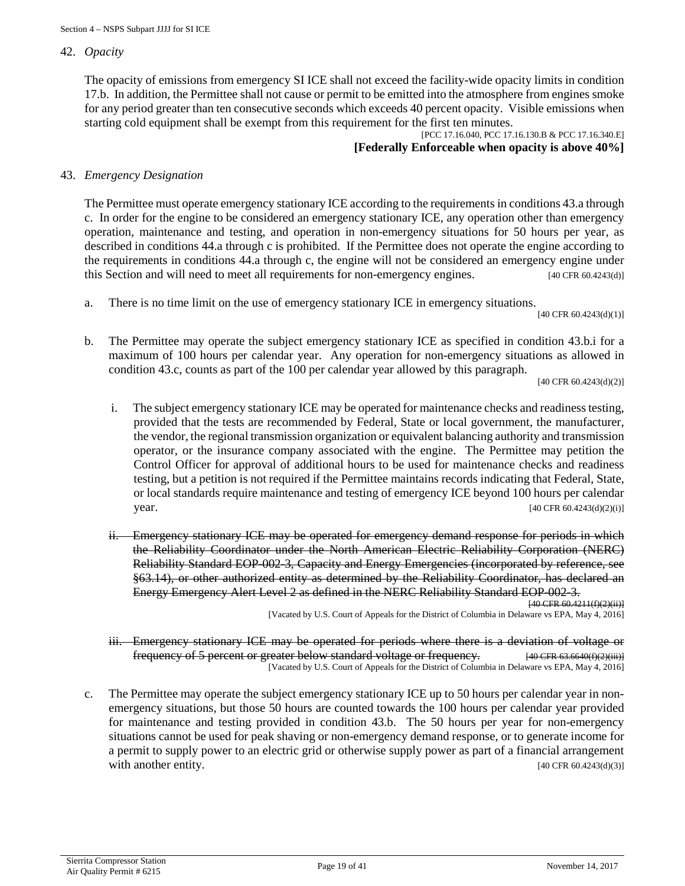42. *Opacity*

The opacity of emissions from emergency SI ICE shall not exceed the facility-wide opacity limits in condition 17.b. In addition, the Permittee shall not cause or permit to be emitted into the atmosphere from engines smoke for any period greater than ten consecutive seconds which exceeds 40 percent opacity. Visible emissions when starting cold equipment shall be exempt from this requirement for the first ten minutes.

[PCC 17.16.040, PCC 17.16.130.B & PCC 17.16.340.E]

**[Federally Enforceable when opacity is above 40%]**

43. *Emergency Designation*

The Permittee must operate emergency stationary ICE according to the requirements in conditions 43.a through c. In order for the engine to be considered an emergency stationary ICE, any operation other than emergency operation, maintenance and testing, and operation in non-emergency situations for 50 hours per year, as described in conditions 44.a through c is prohibited. If the Permittee does not operate the engine according to the requirements in conditions 44.a through c, the engine will not be considered an emergency engine under this Section and will need to meet all requirements for non-emergency engines. [40 CFR 60.4243(d)]

a. There is no time limit on the use of emergency stationary ICE in emergency situations.

[40 CFR 60.4243(d)(1)]

b. The Permittee may operate the subject emergency stationary ICE as specified in condition 43.b.i for a maximum of 100 hours per calendar year. Any operation for non-emergency situations as allowed in condition 43.c, counts as part of the 100 per calendar year allowed by this paragraph.

[40 CFR 60.4243(d)(2)]

i. The subject emergency stationary ICE may be operated for maintenance checks and readiness testing, provided that the tests are recommended by Federal, State or local government, the manufacturer, the vendor, the regional transmission organization or equivalent balancing authority and transmission operator, or the insurance company associated with the engine. The Permittee may petition the Control Officer for approval of additional hours to be used for maintenance checks and readiness testing, but a petition is not required if the Permittee maintains records indicating that Federal, State, or local standards require maintenance and testing of emergency ICE beyond 100 hours per calendar year. [40 CFR 60.4243(d)(2)(i)]

ii. ~~Emergency stationary ICE may be operated for emergency demand response for periods in which the Reliability Coordinator under the North American Electric Reliability Corporation (NERC) Reliability Standard EOP-002-3, Capacity and Energy Emergencies (incorporated by reference, see §63.14), or other authorized entity as determined by the Reliability Coordinator, has declared an Energy Emergency Alert Level 2 as defined in the NERC Reliability Standard EOP-002-3.~~

~~[40 CFR 60.4211(f)(2)(ii)]~~

[Vacated by U.S. Court of Appeals for the District of Columbia in Delaware vs EPA, May 4, 2016]

iii. ~~Emergency stationary ICE may be operated for periods where there is a deviation of voltage or frequency of 5 percent or greater below standard voltage or frequency.~~ ~~[40 CFR 63.6640(f)(2)(iii)]~~

[Vacated by U.S. Court of Appeals for the District of Columbia in Delaware vs EPA, May 4, 2016]

c. The Permittee may operate the subject emergency stationary ICE up to 50 hours per calendar year in non-emergency situations, but those 50 hours are counted towards the 100 hours per calendar year provided for maintenance and testing provided in condition 43.b. The 50 hours per year for non-emergency situations cannot be used for peak shaving or non-emergency demand response, or to generate income for a permit to supply power to an electric grid or otherwise supply power as part of a financial arrangement with another entity. [40 CFR 60.4243(d)(3)]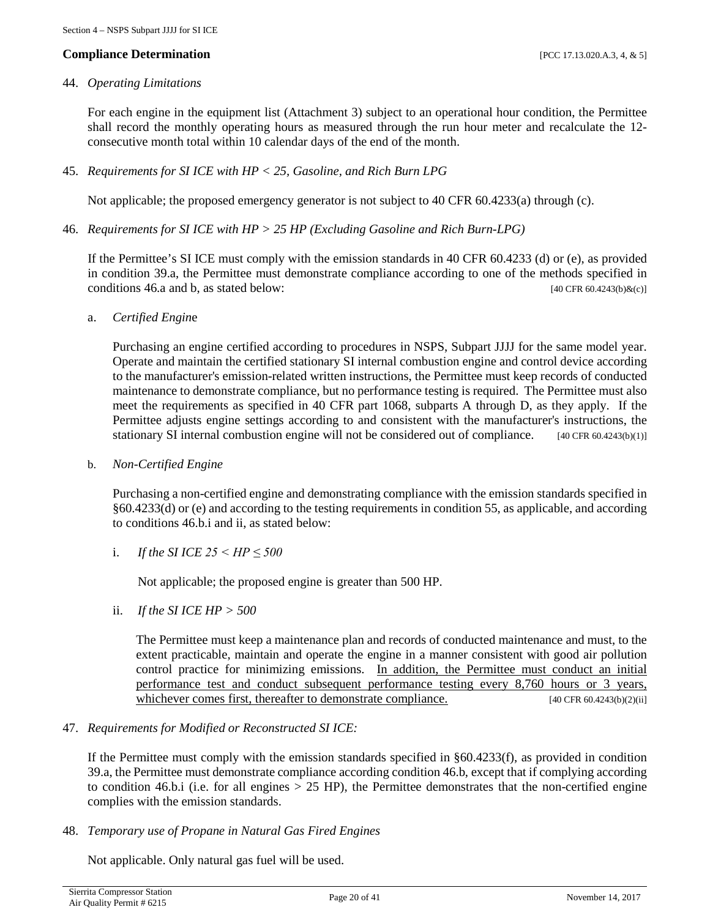**Compliance Determination** [PCC 17.13.020.A.3, 4, & 5]

44. *Operating Limitations*

    For each engine in the equipment list (Attachment 3) subject to an operational hour condition, the Permittee shall record the monthly operating hours as measured through the run hour meter and recalculate the 12-consecutive month total within 10 calendar days of the end of the month.

45. *Requirements for SI ICE with HP < 25, Gasoline, and Rich Burn LPG*

    Not applicable; the proposed emergency generator is not subject to 40 CFR 60.4233(a) through (c).

46. *Requirements for SI ICE with HP > 25 HP (Excluding Gasoline and Rich Burn-LPG)*

    If the Permittee's SI ICE must comply with the emission standards in 40 CFR 60.4233 (d) or (e), as provided in condition 39.a, the Permittee must demonstrate compliance according to one of the methods specified in conditions 46.a and b, as stated below: [40 CFR 60.4243(b)&(c)]

    a. *Certified Engin*e

       Purchasing an engine certified according to procedures in NSPS, Subpart JJJJ for the same model year. Operate and maintain the certified stationary SI internal combustion engine and control device according to the manufacturer's emission-related written instructions, the Permittee must keep records of conducted maintenance to demonstrate compliance, but no performance testing is required. The Permittee must also meet the requirements as specified in 40 CFR part 1068, subparts A through D, as they apply. If the Permittee adjusts engine settings according to and consistent with the manufacturer's instructions, the stationary SI internal combustion engine will not be considered out of compliance. [40 CFR 60.4243(b)(1)]

    b. *Non-Certified Engine*

       Purchasing a non-certified engine and demonstrating compliance with the emission standards specified in §60.4233(d) or (e) and according to the testing requirements in condition 55, as applicable, and according to conditions 46.b.i and ii, as stated below:

       i. *If the SI ICE 25 < HP ≤ 500*

          Not applicable; the proposed engine is greater than 500 HP.

       ii. *If the SI ICE HP > 500*

           The Permittee must keep a maintenance plan and records of conducted maintenance and must, to the extent practicable, maintain and operate the engine in a manner consistent with good air pollution control practice for minimizing emissions. <u>In addition, the Permittee must conduct an initial performance test and conduct subsequent performance testing every 8,760 hours or 3 years, whichever comes first, thereafter to demonstrate compliance.</u> [40 CFR 60.4243(b)(2)(ii]

47. *Requirements for Modified or Reconstructed SI ICE:*

    If the Permittee must comply with the emission standards specified in §60.4233(f), as provided in condition 39.a, the Permittee must demonstrate compliance according condition 46.b, except that if complying according to condition 46.b.i (i.e. for all engines > 25 HP), the Permittee demonstrates that the non-certified engine complies with the emission standards.

48. *Temporary use of Propane in Natural Gas Fired Engines*

    Not applicable. Only natural gas fuel will be used.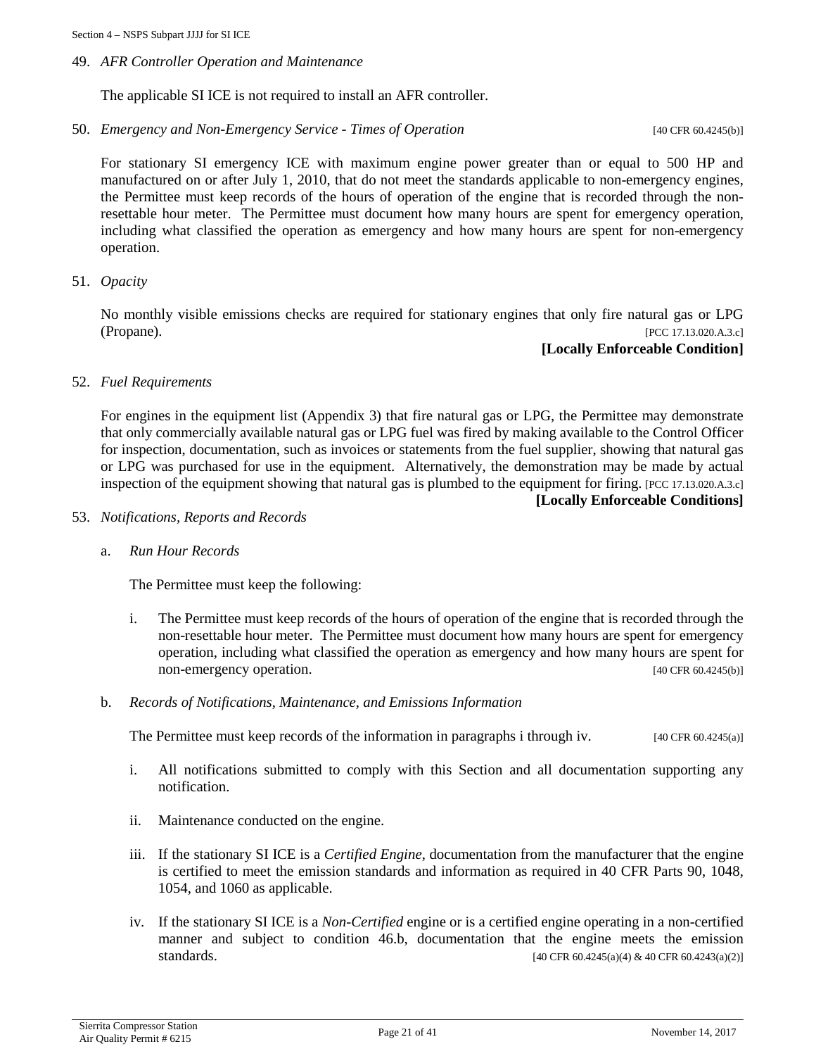49. *AFR Controller Operation and Maintenance*

    The applicable SI ICE is not required to install an AFR controller.

50. *Emergency and Non-Emergency Service - Times of Operation* [40 CFR 60.4245(b)]

    For stationary SI emergency ICE with maximum engine power greater than or equal to 500 HP and manufactured on or after July 1, 2010, that do not meet the standards applicable to non-emergency engines, the Permittee must keep records of the hours of operation of the engine that is recorded through the non-resettable hour meter. The Permittee must document how many hours are spent for emergency operation, including what classified the operation as emergency and how many hours are spent for non-emergency operation.

51. *Opacity*

    No monthly visible emissions checks are required for stationary engines that only fire natural gas or LPG (Propane). [PCC 17.13.020.A.3.c]

    **[Locally Enforceable Condition]**

52. *Fuel Requirements*

    For engines in the equipment list (Appendix 3) that fire natural gas or LPG, the Permittee may demonstrate that only commercially available natural gas or LPG fuel was fired by making available to the Control Officer for inspection, documentation, such as invoices or statements from the fuel supplier, showing that natural gas or LPG was purchased for use in the equipment. Alternatively, the demonstration may be made by actual inspection of the equipment showing that natural gas is plumbed to the equipment for firing. [PCC 17.13.020.A.3.c]

    **[Locally Enforceable Conditions]**

53. *Notifications, Reports and Records*

    a. *Run Hour Records*

       The Permittee must keep the following:

       i. The Permittee must keep records of the hours of operation of the engine that is recorded through the non-resettable hour meter. The Permittee must document how many hours are spent for emergency operation, including what classified the operation as emergency and how many hours are spent for non-emergency operation. [40 CFR 60.4245(b)]

    b. *Records of Notifications, Maintenance, and Emissions Information*

       The Permittee must keep records of the information in paragraphs i through iv. [40 CFR 60.4245(a)]

       i. All notifications submitted to comply with this Section and all documentation supporting any notification.

       ii. Maintenance conducted on the engine.

       iii. If the stationary SI ICE is a *Certified Engine*, documentation from the manufacturer that the engine is certified to meet the emission standards and information as required in 40 CFR Parts 90, 1048, 1054, and 1060 as applicable.

       iv. If the stationary SI ICE is a *Non-Certified* engine or is a certified engine operating in a non-certified manner and subject to condition 46.b, documentation that the engine meets the emission standards. [40 CFR 60.4245(a)(4) & 40 CFR 60.4243(a)(2)]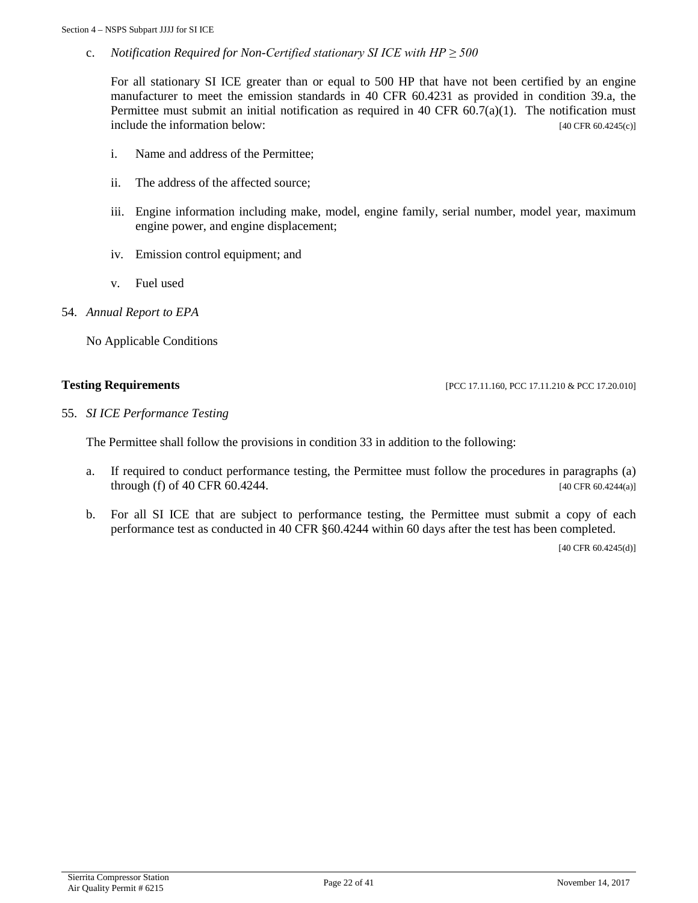c. *Notification Required for Non-Certified stationary SI ICE with HP ≥ 500*

For all stationary SI ICE greater than or equal to 500 HP that have not been certified by an engine manufacturer to meet the emission standards in 40 CFR 60.4231 as provided in condition 39.a, the Permittee must submit an initial notification as required in 40 CFR 60.7(a)(1). The notification must include the information below: [40 CFR 60.4245(c)]

i. Name and address of the Permittee;

ii. The address of the affected source;

iii. Engine information including make, model, engine family, serial number, model year, maximum engine power, and engine displacement;

iv. Emission control equipment; and

v. Fuel used

54. *Annual Report to EPA*

No Applicable Conditions

**Testing Requirements** [PCC 17.11.160, PCC 17.11.210 & PCC 17.20.010]

55. *SI ICE Performance Testing*

The Permittee shall follow the provisions in condition 33 in addition to the following:

a. If required to conduct performance testing, the Permittee must follow the procedures in paragraphs (a) through (f) of 40 CFR 60.4244. [40 CFR 60.4244(a)]

b. For all SI ICE that are subject to performance testing, the Permittee must submit a copy of each performance test as conducted in 40 CFR §60.4244 within 60 days after the test has been completed. [40 CFR 60.4245(d)]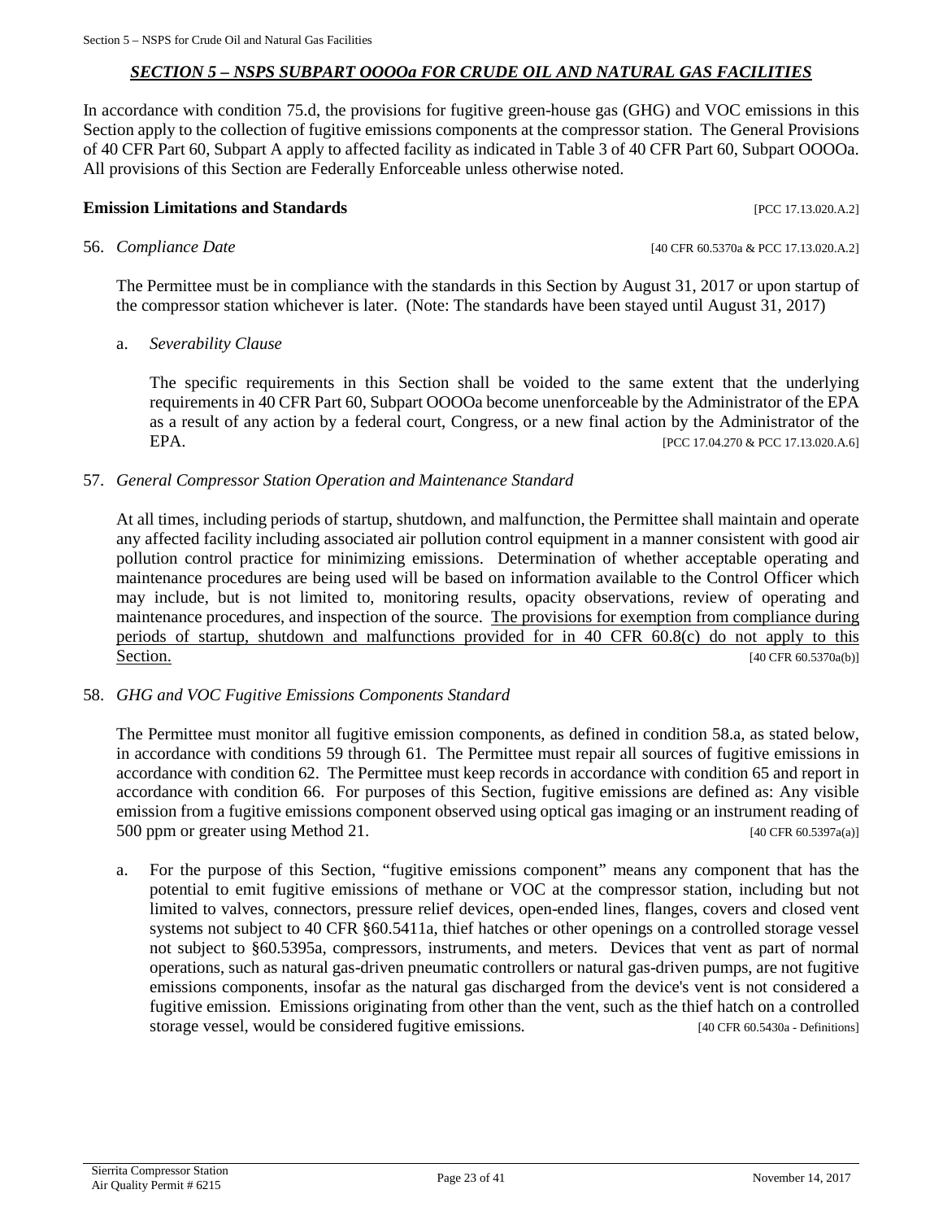## *SECTION 5 – NSPS SUBPART OOOOa FOR CRUDE OIL AND NATURAL GAS FACILITIES*

In accordance with condition 75.d, the provisions for fugitive green-house gas (GHG) and VOC emissions in this Section apply to the collection of fugitive emissions components at the compressor station. The General Provisions of 40 CFR Part 60, Subpart A apply to affected facility as indicated in Table 3 of 40 CFR Part 60, Subpart OOOOa. All provisions of this Section are Federally Enforceable unless otherwise noted.

**Emission Limitations and Standards** [PCC 17.13.020.A.2]

56. *Compliance Date* [40 CFR 60.5370a & PCC 17.13.020.A.2]

The Permittee must be in compliance with the standards in this Section by August 31, 2017 or upon startup of the compressor station whichever is later. (Note: The standards have been stayed until August 31, 2017)

a. *Severability Clause*

The specific requirements in this Section shall be voided to the same extent that the underlying requirements in 40 CFR Part 60, Subpart OOOOa become unenforceable by the Administrator of the EPA as a result of any action by a federal court, Congress, or a new final action by the Administrator of the EPA. [PCC 17.04.270 & PCC 17.13.020.A.6]

57. *General Compressor Station Operation and Maintenance Standard*

At all times, including periods of startup, shutdown, and malfunction, the Permittee shall maintain and operate any affected facility including associated air pollution control equipment in a manner consistent with good air pollution control practice for minimizing emissions. Determination of whether acceptable operating and maintenance procedures are being used will be based on information available to the Control Officer which may include, but is not limited to, monitoring results, opacity observations, review of operating and maintenance procedures, and inspection of the source. <u>The provisions for exemption from compliance during periods of startup, shutdown and malfunctions provided for in 40 CFR 60.8(c) do not apply to this Section.</u> [40 CFR 60.5370a(b)]

58. *GHG and VOC Fugitive Emissions Components Standard*

The Permittee must monitor all fugitive emission components, as defined in condition 58.a, as stated below, in accordance with conditions 59 through 61. The Permittee must repair all sources of fugitive emissions in accordance with condition 62. The Permittee must keep records in accordance with condition 65 and report in accordance with condition 66. For purposes of this Section, fugitive emissions are defined as: Any visible emission from a fugitive emissions component observed using optical gas imaging or an instrument reading of 500 ppm or greater using Method 21. [40 CFR 60.5397a(a)]

a. For the purpose of this Section, "fugitive emissions component" means any component that has the potential to emit fugitive emissions of methane or VOC at the compressor station, including but not limited to valves, connectors, pressure relief devices, open-ended lines, flanges, covers and closed vent systems not subject to 40 CFR §60.5411a, thief hatches or other openings on a controlled storage vessel not subject to §60.5395a, compressors, instruments, and meters. Devices that vent as part of normal operations, such as natural gas-driven pneumatic controllers or natural gas-driven pumps, are not fugitive emissions components, insofar as the natural gas discharged from the device's vent is not considered a fugitive emission. Emissions originating from other than the vent, such as the thief hatch on a controlled storage vessel, would be considered fugitive emissions. [40 CFR 60.5430a - Definitions]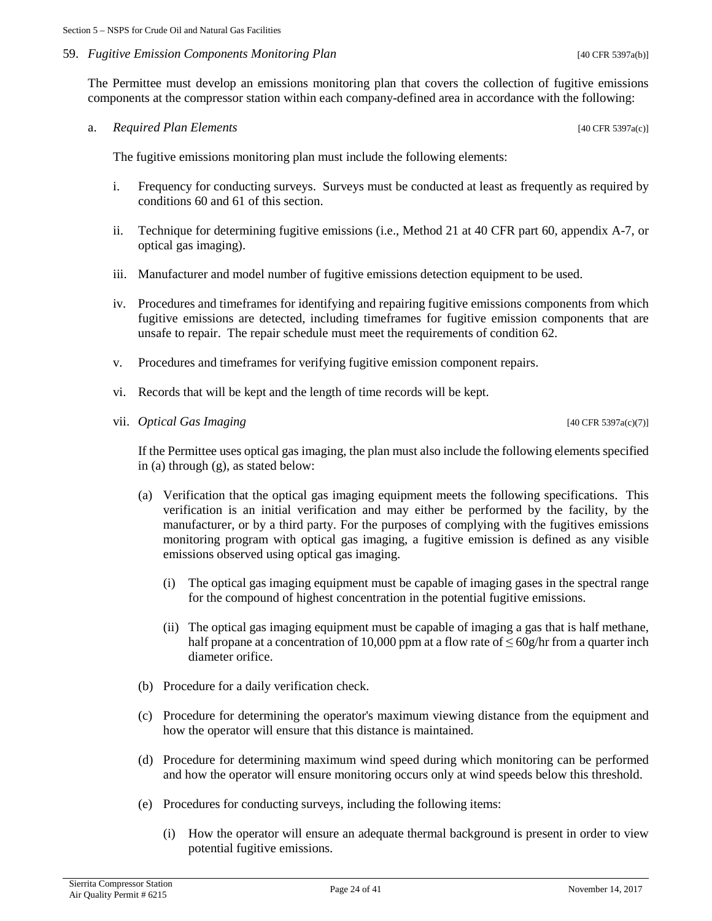59. *Fugitive Emission Components Monitoring Plan* [40 CFR 5397a(b)]

The Permittee must develop an emissions monitoring plan that covers the collection of fugitive emissions components at the compressor station within each company-defined area in accordance with the following:

a. *Required Plan Elements* [40 CFR 5397a(c)]

The fugitive emissions monitoring plan must include the following elements:

i. Frequency for conducting surveys. Surveys must be conducted at least as frequently as required by conditions 60 and 61 of this section.

ii. Technique for determining fugitive emissions (i.e., Method 21 at 40 CFR part 60, appendix A-7, or optical gas imaging).

iii. Manufacturer and model number of fugitive emissions detection equipment to be used.

iv. Procedures and timeframes for identifying and repairing fugitive emissions components from which fugitive emissions are detected, including timeframes for fugitive emission components that are unsafe to repair. The repair schedule must meet the requirements of condition 62.

v. Procedures and timeframes for verifying fugitive emission component repairs.

vi. Records that will be kept and the length of time records will be kept.

vii. *Optical Gas Imaging* [40 CFR 5397a(c)(7)]

If the Permittee uses optical gas imaging, the plan must also include the following elements specified in (a) through (g), as stated below:

(a) Verification that the optical gas imaging equipment meets the following specifications. This verification is an initial verification and may either be performed by the facility, by the manufacturer, or by a third party. For the purposes of complying with the fugitives emissions monitoring program with optical gas imaging, a fugitive emission is defined as any visible emissions observed using optical gas imaging.

(i) The optical gas imaging equipment must be capable of imaging gases in the spectral range for the compound of highest concentration in the potential fugitive emissions.

(ii) The optical gas imaging equipment must be capable of imaging a gas that is half methane, half propane at a concentration of 10,000 ppm at a flow rate of $\leq$ 60g/hr from a quarter inch diameter orifice.

(b) Procedure for a daily verification check.

(c) Procedure for determining the operator's maximum viewing distance from the equipment and how the operator will ensure that this distance is maintained.

(d) Procedure for determining maximum wind speed during which monitoring can be performed and how the operator will ensure monitoring occurs only at wind speeds below this threshold.

(e) Procedures for conducting surveys, including the following items:

(i) How the operator will ensure an adequate thermal background is present in order to view potential fugitive emissions.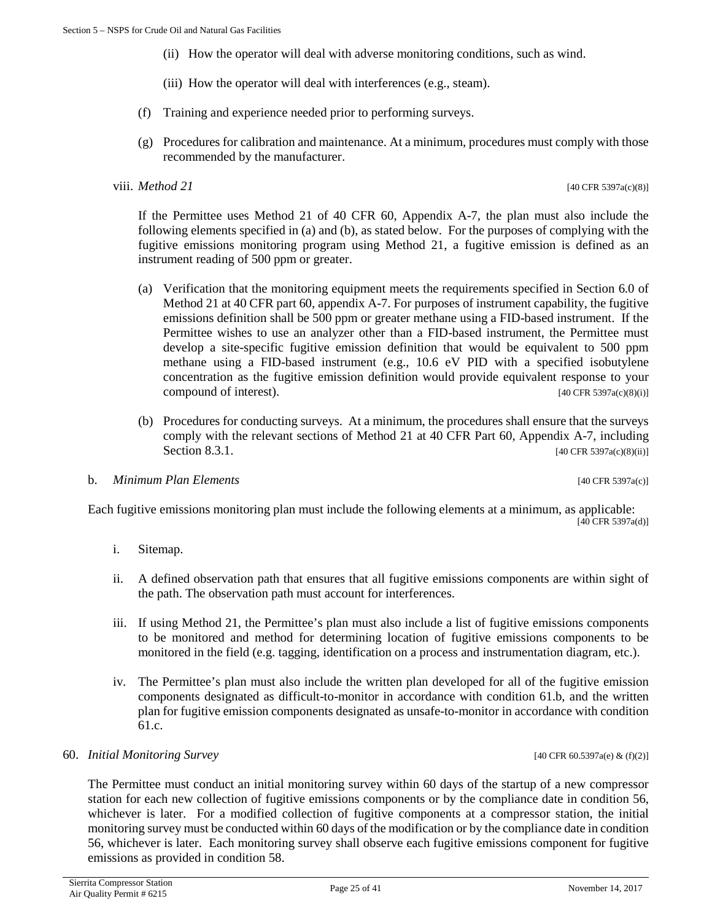(ii) How the operator will deal with adverse monitoring conditions, such as wind.

(iii) How the operator will deal with interferences (e.g., steam).

(f) Training and experience needed prior to performing surveys.

(g) Procedures for calibration and maintenance. At a minimum, procedures must comply with those recommended by the manufacturer.

viii. *Method 21* [40 CFR 5397a(c)(8)]

If the Permittee uses Method 21 of 40 CFR 60, Appendix A-7, the plan must also include the following elements specified in (a) and (b), as stated below. For the purposes of complying with the fugitive emissions monitoring program using Method 21, a fugitive emission is defined as an instrument reading of 500 ppm or greater.

(a) Verification that the monitoring equipment meets the requirements specified in Section 6.0 of Method 21 at 40 CFR part 60, appendix A-7. For purposes of instrument capability, the fugitive emissions definition shall be 500 ppm or greater methane using a FID-based instrument. If the Permittee wishes to use an analyzer other than a FID-based instrument, the Permittee must develop a site-specific fugitive emission definition that would be equivalent to 500 ppm methane using a FID-based instrument (e.g., 10.6 eV PID with a specified isobutylene concentration as the fugitive emission definition would provide equivalent response to your compound of interest). [40 CFR 5397a(c)(8)(i)]

(b) Procedures for conducting surveys. At a minimum, the procedures shall ensure that the surveys comply with the relevant sections of Method 21 at 40 CFR Part 60, Appendix A-7, including Section 8.3.1. [40 CFR 5397a(c)(8)(ii)]

b. *Minimum Plan Elements* [40 CFR 5397a(c)]

Each fugitive emissions monitoring plan must include the following elements at a minimum, as applicable: [40 CFR 5397a(d)]

i. Sitemap.

ii. A defined observation path that ensures that all fugitive emissions components are within sight of the path. The observation path must account for interferences.

iii. If using Method 21, the Permittee's plan must also include a list of fugitive emissions components to be monitored and method for determining location of fugitive emissions components to be monitored in the field (e.g. tagging, identification on a process and instrumentation diagram, etc.).

iv. The Permittee's plan must also include the written plan developed for all of the fugitive emission components designated as difficult-to-monitor in accordance with condition 61.b, and the written plan for fugitive emission components designated as unsafe-to-monitor in accordance with condition 61.c.

60. *Initial Monitoring Survey* [40 CFR 60.5397a(e) & (f)(2)]

The Permittee must conduct an initial monitoring survey within 60 days of the startup of a new compressor station for each new collection of fugitive emissions components or by the compliance date in condition 56, whichever is later. For a modified collection of fugitive components at a compressor station, the initial monitoring survey must be conducted within 60 days of the modification or by the compliance date in condition 56, whichever is later. Each monitoring survey shall observe each fugitive emissions component for fugitive emissions as provided in condition 58.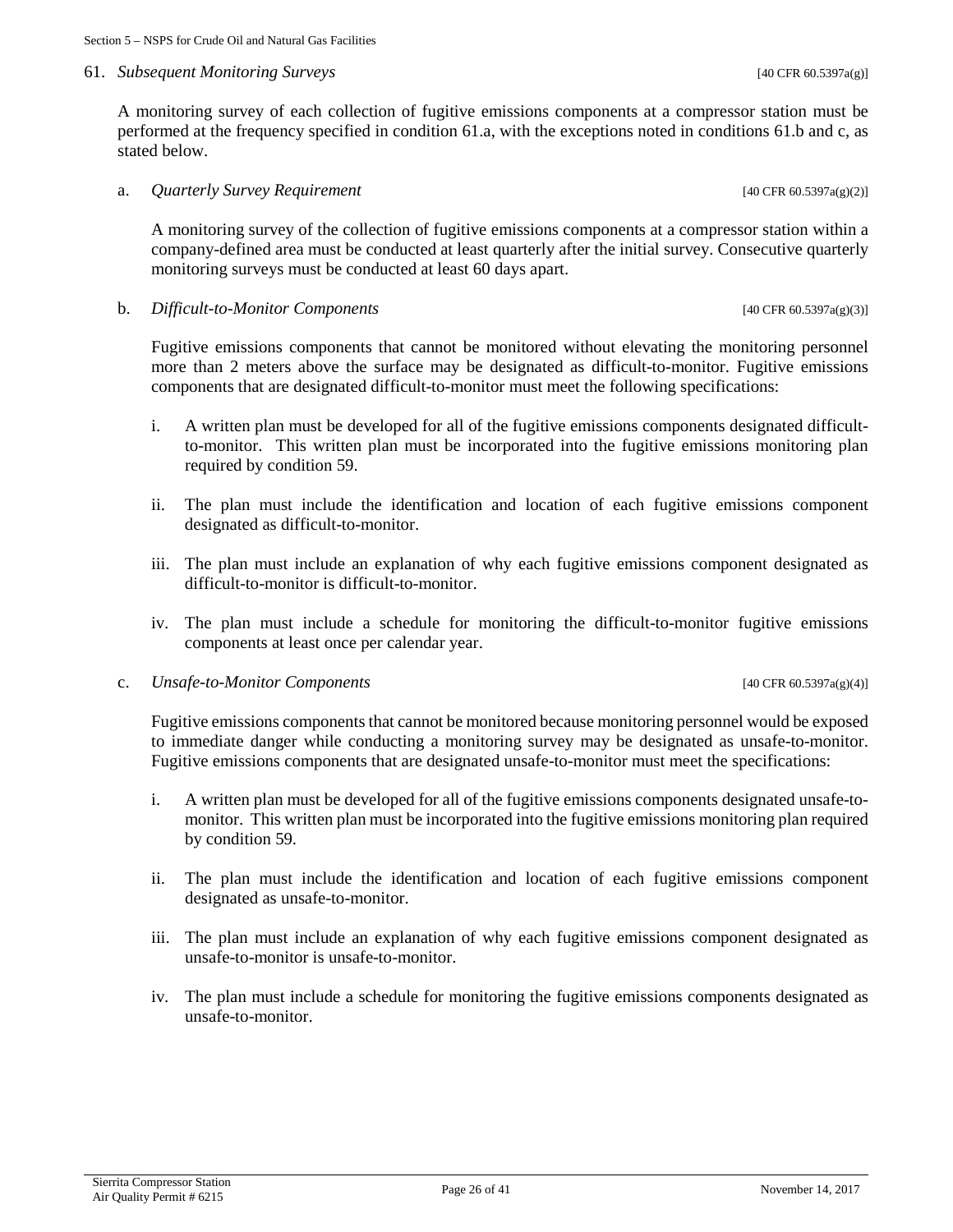61. *Subsequent Monitoring Surveys* [40 CFR 60.5397a(g)]

A monitoring survey of each collection of fugitive emissions components at a compressor station must be performed at the frequency specified in condition 61.a, with the exceptions noted in conditions 61.b and c, as stated below.

a. *Quarterly Survey Requirement* [40 CFR 60.5397a(g)(2)]

A monitoring survey of the collection of fugitive emissions components at a compressor station within a company-defined area must be conducted at least quarterly after the initial survey. Consecutive quarterly monitoring surveys must be conducted at least 60 days apart.

b. *Difficult-to-Monitor Components* [40 CFR 60.5397a(g)(3)]

Fugitive emissions components that cannot be monitored without elevating the monitoring personnel more than 2 meters above the surface may be designated as difficult-to-monitor. Fugitive emissions components that are designated difficult-to-monitor must meet the following specifications:

i. A written plan must be developed for all of the fugitive emissions components designated difficult-to-monitor. This written plan must be incorporated into the fugitive emissions monitoring plan required by condition 59.

ii. The plan must include the identification and location of each fugitive emissions component designated as difficult-to-monitor.

iii. The plan must include an explanation of why each fugitive emissions component designated as difficult-to-monitor is difficult-to-monitor.

iv. The plan must include a schedule for monitoring the difficult-to-monitor fugitive emissions components at least once per calendar year.

c. *Unsafe-to-Monitor Components* [40 CFR 60.5397a(g)(4)]

Fugitive emissions components that cannot be monitored because monitoring personnel would be exposed to immediate danger while conducting a monitoring survey may be designated as unsafe-to-monitor. Fugitive emissions components that are designated unsafe-to-monitor must meet the specifications:

i. A written plan must be developed for all of the fugitive emissions components designated unsafe-to-monitor. This written plan must be incorporated into the fugitive emissions monitoring plan required by condition 59.

ii. The plan must include the identification and location of each fugitive emissions component designated as unsafe-to-monitor.

iii. The plan must include an explanation of why each fugitive emissions component designated as unsafe-to-monitor is unsafe-to-monitor.

iv. The plan must include a schedule for monitoring the fugitive emissions components designated as unsafe-to-monitor.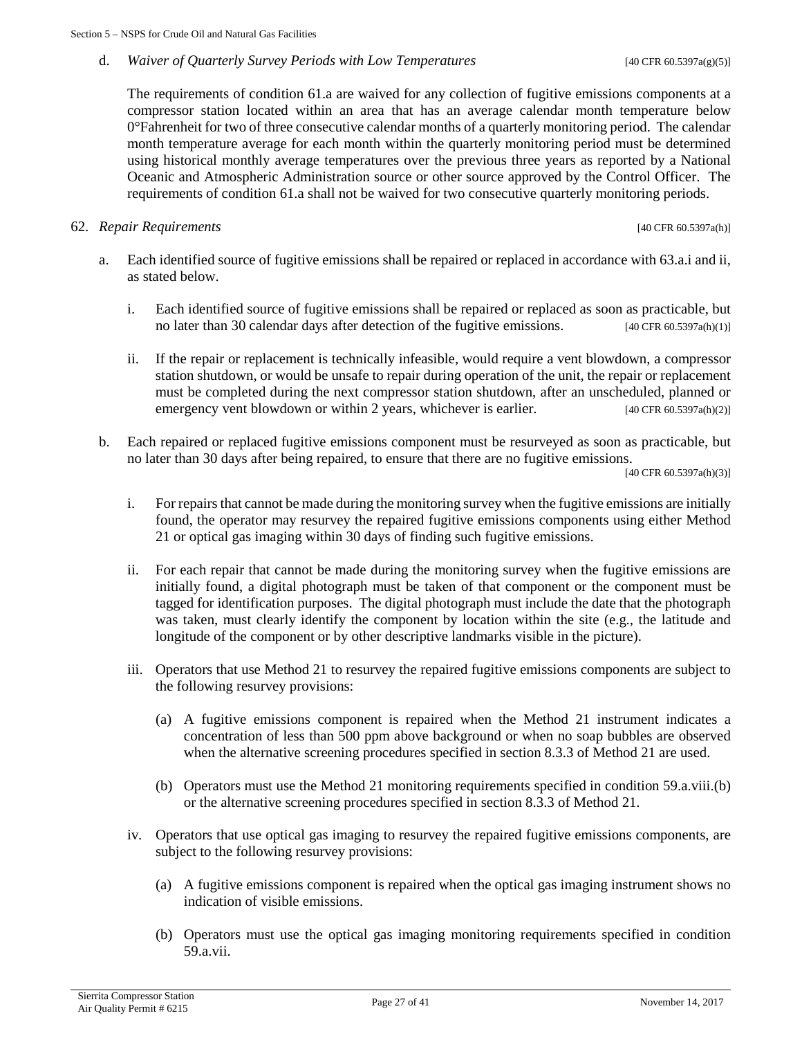d. *Waiver of Quarterly Survey Periods with Low Temperatures* [40 CFR 60.5397a(g)(5)]

The requirements of condition 61.a are waived for any collection of fugitive emissions components at a compressor station located within an area that has an average calendar month temperature below 0°Fahrenheit for two of three consecutive calendar months of a quarterly monitoring period. The calendar month temperature average for each month within the quarterly monitoring period must be determined using historical monthly average temperatures over the previous three years as reported by a National Oceanic and Atmospheric Administration source or other source approved by the Control Officer. The requirements of condition 61.a shall not be waived for two consecutive quarterly monitoring periods.

62. *Repair Requirements* [40 CFR 60.5397a(h)]

a. Each identified source of fugitive emissions shall be repaired or replaced in accordance with 63.a.i and ii, as stated below.

   i. Each identified source of fugitive emissions shall be repaired or replaced as soon as practicable, but no later than 30 calendar days after detection of the fugitive emissions. [40 CFR 60.5397a(h)(1)]

   ii. If the repair or replacement is technically infeasible, would require a vent blowdown, a compressor station shutdown, or would be unsafe to repair during operation of the unit, the repair or replacement must be completed during the next compressor station shutdown, after an unscheduled, planned or emergency vent blowdown or within 2 years, whichever is earlier. [40 CFR 60.5397a(h)(2)]

b. Each repaired or replaced fugitive emissions component must be resurveyed as soon as practicable, but no later than 30 days after being repaired, to ensure that there are no fugitive emissions. [40 CFR 60.5397a(h)(3)]

   i. For repairs that cannot be made during the monitoring survey when the fugitive emissions are initially found, the operator may resurvey the repaired fugitive emissions components using either Method 21 or optical gas imaging within 30 days of finding such fugitive emissions.

   ii. For each repair that cannot be made during the monitoring survey when the fugitive emissions are initially found, a digital photograph must be taken of that component or the component must be tagged for identification purposes. The digital photograph must include the date that the photograph was taken, must clearly identify the component by location within the site (e.g., the latitude and longitude of the component or by other descriptive landmarks visible in the picture).

   iii. Operators that use Method 21 to resurvey the repaired fugitive emissions components are subject to the following resurvey provisions:

      (a) A fugitive emissions component is repaired when the Method 21 instrument indicates a concentration of less than 500 ppm above background or when no soap bubbles are observed when the alternative screening procedures specified in section 8.3.3 of Method 21 are used.

      (b) Operators must use the Method 21 monitoring requirements specified in condition 59.a.viii.(b) or the alternative screening procedures specified in section 8.3.3 of Method 21.

   iv. Operators that use optical gas imaging to resurvey the repaired fugitive emissions components, are subject to the following resurvey provisions:

      (a) A fugitive emissions component is repaired when the optical gas imaging instrument shows no indication of visible emissions.

      (b) Operators must use the optical gas imaging monitoring requirements specified in condition 59.a.vii.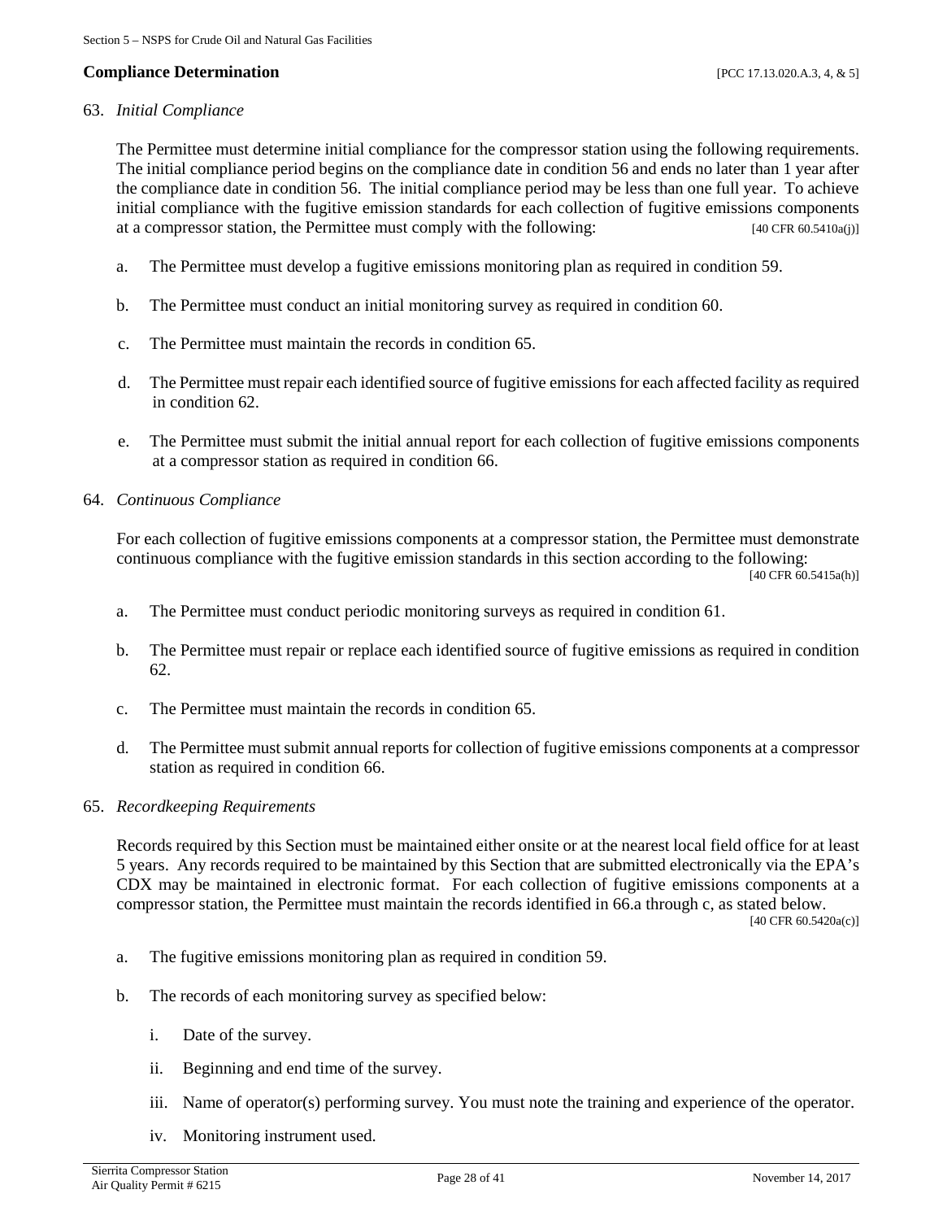### Compliance Determination [PCC 17.13.020.A.3, 4, & 5]

63. *Initial Compliance*

The Permittee must determine initial compliance for the compressor station using the following requirements. The initial compliance period begins on the compliance date in condition 56 and ends no later than 1 year after the compliance date in condition 56. The initial compliance period may be less than one full year. To achieve initial compliance with the fugitive emission standards for each collection of fugitive emissions components at a compressor station, the Permittee must comply with the following: [40 CFR 60.5410a(j)]

a. The Permittee must develop a fugitive emissions monitoring plan as required in condition 59.

b. The Permittee must conduct an initial monitoring survey as required in condition 60.

c. The Permittee must maintain the records in condition 65.

d. The Permittee must repair each identified source of fugitive emissions for each affected facility as required in condition 62.

e. The Permittee must submit the initial annual report for each collection of fugitive emissions components at a compressor station as required in condition 66.

64. *Continuous Compliance*

For each collection of fugitive emissions components at a compressor station, the Permittee must demonstrate continuous compliance with the fugitive emission standards in this section according to the following: [40 CFR 60.5415a(h)]

a. The Permittee must conduct periodic monitoring surveys as required in condition 61.

b. The Permittee must repair or replace each identified source of fugitive emissions as required in condition 62.

c. The Permittee must maintain the records in condition 65.

d. The Permittee must submit annual reports for collection of fugitive emissions components at a compressor station as required in condition 66.

65. *Recordkeeping Requirements*

Records required by this Section must be maintained either onsite or at the nearest local field office for at least 5 years. Any records required to be maintained by this Section that are submitted electronically via the EPA's CDX may be maintained in electronic format. For each collection of fugitive emissions components at a compressor station, the Permittee must maintain the records identified in 66.a through c, as stated below. [40 CFR 60.5420a(c)]

a. The fugitive emissions monitoring plan as required in condition 59.

b. The records of each monitoring survey as specified below:

   i. Date of the survey.

   ii. Beginning and end time of the survey.

   iii. Name of operator(s) performing survey. You must note the training and experience of the operator.

   iv. Monitoring instrument used.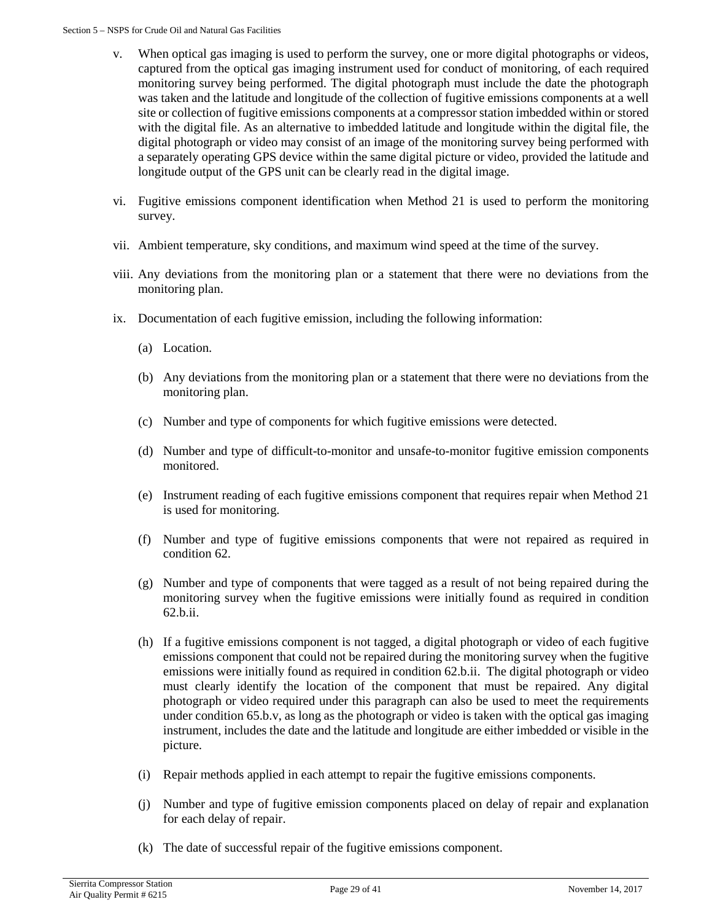v. When optical gas imaging is used to perform the survey, one or more digital photographs or videos, captured from the optical gas imaging instrument used for conduct of monitoring, of each required monitoring survey being performed. The digital photograph must include the date the photograph was taken and the latitude and longitude of the collection of fugitive emissions components at a well site or collection of fugitive emissions components at a compressor station imbedded within or stored with the digital file. As an alternative to imbedded latitude and longitude within the digital file, the digital photograph or video may consist of an image of the monitoring survey being performed with a separately operating GPS device within the same digital picture or video, provided the latitude and longitude output of the GPS unit can be clearly read in the digital image.

vi. Fugitive emissions component identification when Method 21 is used to perform the monitoring survey.

vii. Ambient temperature, sky conditions, and maximum wind speed at the time of the survey.

viii. Any deviations from the monitoring plan or a statement that there were no deviations from the monitoring plan.

ix. Documentation of each fugitive emission, including the following information:

   (a) Location.

   (b) Any deviations from the monitoring plan or a statement that there were no deviations from the monitoring plan.

   (c) Number and type of components for which fugitive emissions were detected.

   (d) Number and type of difficult-to-monitor and unsafe-to-monitor fugitive emission components monitored.

   (e) Instrument reading of each fugitive emissions component that requires repair when Method 21 is used for monitoring.

   (f) Number and type of fugitive emissions components that were not repaired as required in condition 62.

   (g) Number and type of components that were tagged as a result of not being repaired during the monitoring survey when the fugitive emissions were initially found as required in condition 62.b.ii.

   (h) If a fugitive emissions component is not tagged, a digital photograph or video of each fugitive emissions component that could not be repaired during the monitoring survey when the fugitive emissions were initially found as required in condition 62.b.ii. The digital photograph or video must clearly identify the location of the component that must be repaired. Any digital photograph or video required under this paragraph can also be used to meet the requirements under condition 65.b.v, as long as the photograph or video is taken with the optical gas imaging instrument, includes the date and the latitude and longitude are either imbedded or visible in the picture.

   (i) Repair methods applied in each attempt to repair the fugitive emissions components.

   (j) Number and type of fugitive emission components placed on delay of repair and explanation for each delay of repair.

   (k) The date of successful repair of the fugitive emissions component.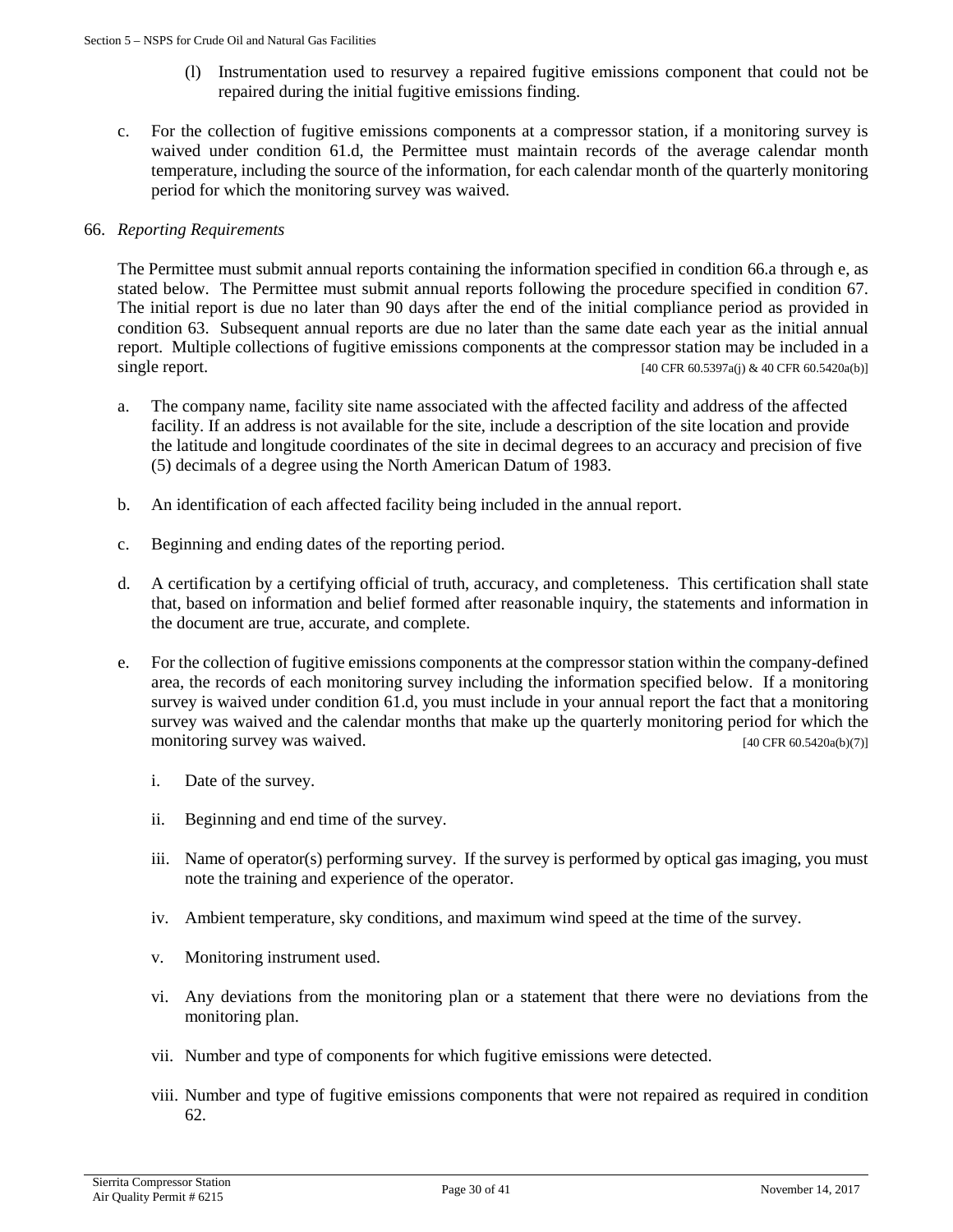(l) Instrumentation used to resurvey a repaired fugitive emissions component that could not be repaired during the initial fugitive emissions finding.

c. For the collection of fugitive emissions components at a compressor station, if a monitoring survey is waived under condition 61.d, the Permittee must maintain records of the average calendar month temperature, including the source of the information, for each calendar month of the quarterly monitoring period for which the monitoring survey was waived.

66. *Reporting Requirements*

The Permittee must submit annual reports containing the information specified in condition 66.a through e, as stated below. The Permittee must submit annual reports following the procedure specified in condition 67. The initial report is due no later than 90 days after the end of the initial compliance period as provided in condition 63. Subsequent annual reports are due no later than the same date each year as the initial annual report. Multiple collections of fugitive emissions components at the compressor station may be included in a single report. [40 CFR 60.5397a(j) & 40 CFR 60.5420a(b)]

a. The company name, facility site name associated with the affected facility and address of the affected facility. If an address is not available for the site, include a description of the site location and provide the latitude and longitude coordinates of the site in decimal degrees to an accuracy and precision of five (5) decimals of a degree using the North American Datum of 1983.

b. An identification of each affected facility being included in the annual report.

c. Beginning and ending dates of the reporting period.

d. A certification by a certifying official of truth, accuracy, and completeness. This certification shall state that, based on information and belief formed after reasonable inquiry, the statements and information in the document are true, accurate, and complete.

e. For the collection of fugitive emissions components at the compressor station within the company-defined area, the records of each monitoring survey including the information specified below. If a monitoring survey is waived under condition 61.d, you must include in your annual report the fact that a monitoring survey was waived and the calendar months that make up the quarterly monitoring period for which the monitoring survey was waived. [40 CFR 60.5420a(b)(7)]

i. Date of the survey.

ii. Beginning and end time of the survey.

iii. Name of operator(s) performing survey. If the survey is performed by optical gas imaging, you must note the training and experience of the operator.

iv. Ambient temperature, sky conditions, and maximum wind speed at the time of the survey.

v. Monitoring instrument used.

vi. Any deviations from the monitoring plan or a statement that there were no deviations from the monitoring plan.

vii. Number and type of components for which fugitive emissions were detected.

viii. Number and type of fugitive emissions components that were not repaired as required in condition 62.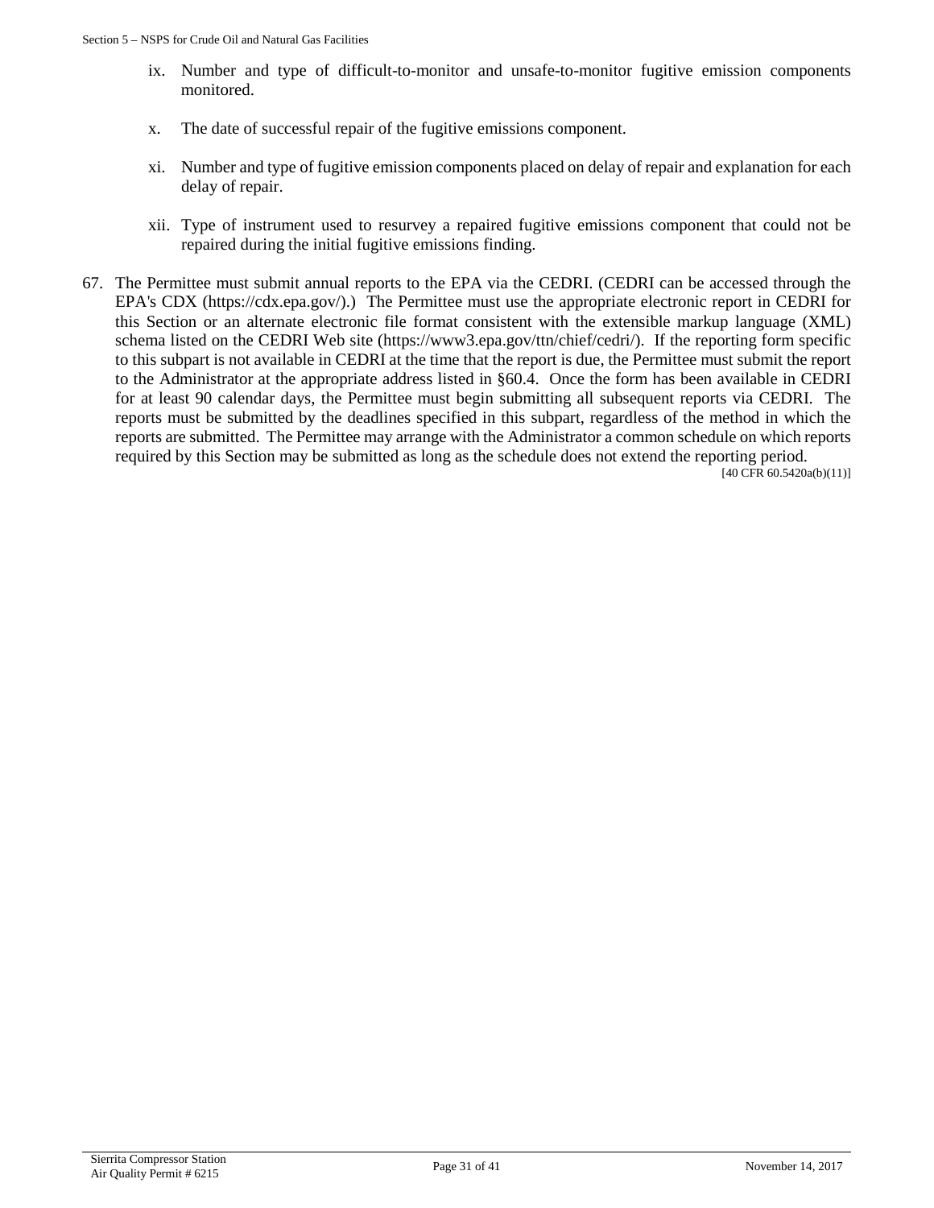ix. Number and type of difficult-to-monitor and unsafe-to-monitor fugitive emission components monitored.

x. The date of successful repair of the fugitive emissions component.

xi. Number and type of fugitive emission components placed on delay of repair and explanation for each delay of repair.

xii. Type of instrument used to resurvey a repaired fugitive emissions component that could not be repaired during the initial fugitive emissions finding.

67. The Permittee must submit annual reports to the EPA via the CEDRI. (CEDRI can be accessed through the EPA's CDX (https://cdx.epa.gov/).) The Permittee must use the appropriate electronic report in CEDRI for this Section or an alternate electronic file format consistent with the extensible markup language (XML) schema listed on the CEDRI Web site (https://www3.epa.gov/ttn/chief/cedri/). If the reporting form specific to this subpart is not available in CEDRI at the time that the report is due, the Permittee must submit the report to the Administrator at the appropriate address listed in §60.4. Once the form has been available in CEDRI for at least 90 calendar days, the Permittee must begin submitting all subsequent reports via CEDRI. The reports must be submitted by the deadlines specified in this subpart, regardless of the method in which the reports are submitted. The Permittee may arrange with the Administrator a common schedule on which reports required by this Section may be submitted as long as the schedule does not extend the reporting period.

[40 CFR 60.5420a(b)(11)]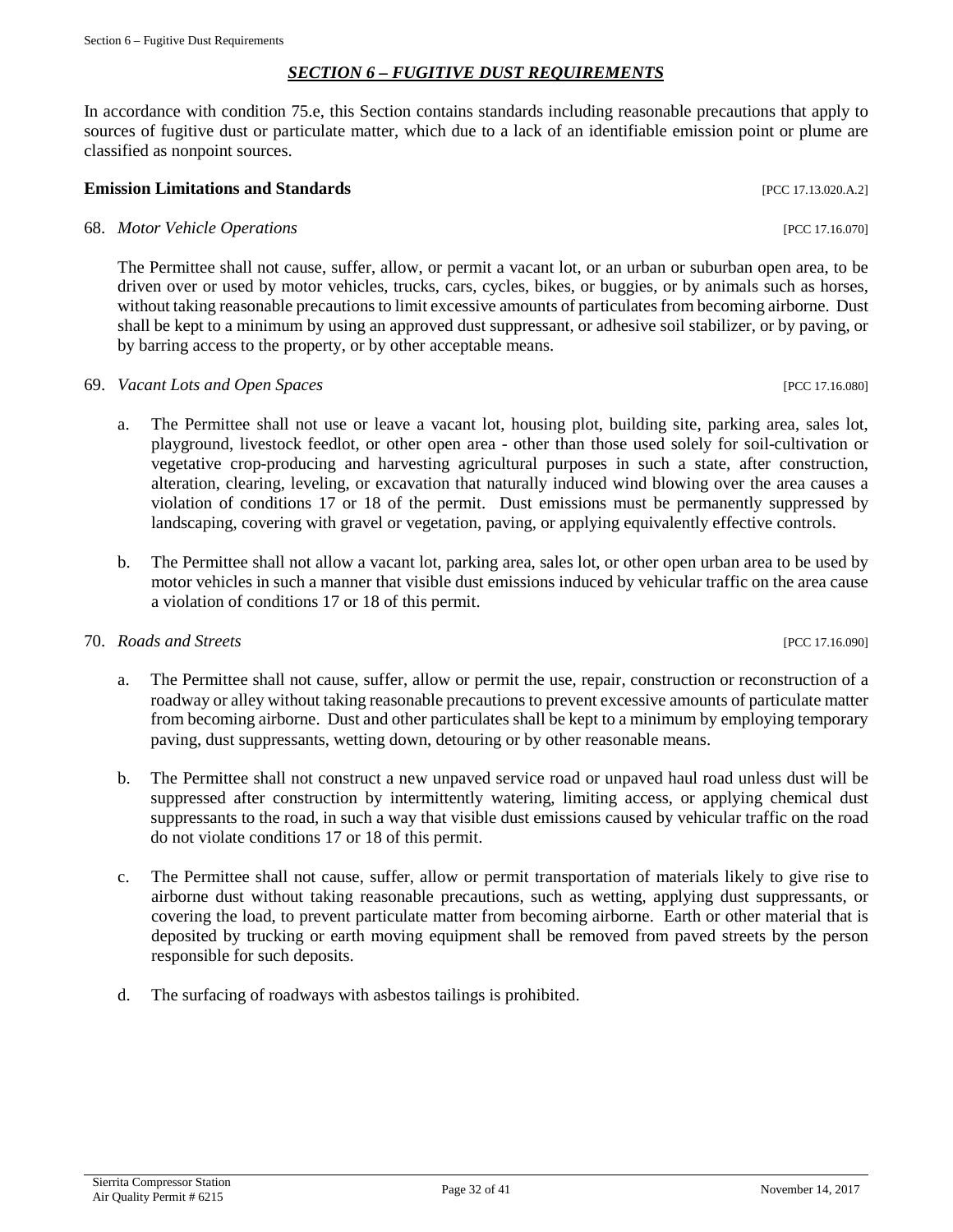## *SECTION 6 – FUGITIVE DUST REQUIREMENTS*

In accordance with condition 75.e, this Section contains standards including reasonable precautions that apply to sources of fugitive dust or particulate matter, which due to a lack of an identifiable emission point or plume are classified as nonpoint sources.

**Emission Limitations and Standards** [PCC 17.13.020.A.2]

68. *Motor Vehicle Operations* [PCC 17.16.070]

    The Permittee shall not cause, suffer, allow, or permit a vacant lot, or an urban or suburban open area, to be driven over or used by motor vehicles, trucks, cars, cycles, bikes, or buggies, or by animals such as horses, without taking reasonable precautions to limit excessive amounts of particulates from becoming airborne. Dust shall be kept to a minimum by using an approved dust suppressant, or adhesive soil stabilizer, or by paving, or by barring access to the property, or by other acceptable means.

69. *Vacant Lots and Open Spaces* [PCC 17.16.080]

    a. The Permittee shall not use or leave a vacant lot, housing plot, building site, parking area, sales lot, playground, livestock feedlot, or other open area - other than those used solely for soil-cultivation or vegetative crop-producing and harvesting agricultural purposes in such a state, after construction, alteration, clearing, leveling, or excavation that naturally induced wind blowing over the area causes a violation of conditions 17 or 18 of the permit. Dust emissions must be permanently suppressed by landscaping, covering with gravel or vegetation, paving, or applying equivalently effective controls.

    b. The Permittee shall not allow a vacant lot, parking area, sales lot, or other open urban area to be used by motor vehicles in such a manner that visible dust emissions induced by vehicular traffic on the area cause a violation of conditions 17 or 18 of this permit.

70. *Roads and Streets* [PCC 17.16.090]

    a. The Permittee shall not cause, suffer, allow or permit the use, repair, construction or reconstruction of a roadway or alley without taking reasonable precautions to prevent excessive amounts of particulate matter from becoming airborne. Dust and other particulates shall be kept to a minimum by employing temporary paving, dust suppressants, wetting down, detouring or by other reasonable means.

    b. The Permittee shall not construct a new unpaved service road or unpaved haul road unless dust will be suppressed after construction by intermittently watering, limiting access, or applying chemical dust suppressants to the road, in such a way that visible dust emissions caused by vehicular traffic on the road do not violate conditions 17 or 18 of this permit.

    c. The Permittee shall not cause, suffer, allow or permit transportation of materials likely to give rise to airborne dust without taking reasonable precautions, such as wetting, applying dust suppressants, or covering the load, to prevent particulate matter from becoming airborne. Earth or other material that is deposited by trucking or earth moving equipment shall be removed from paved streets by the person responsible for such deposits.

    d. The surfacing of roadways with asbestos tailings is prohibited.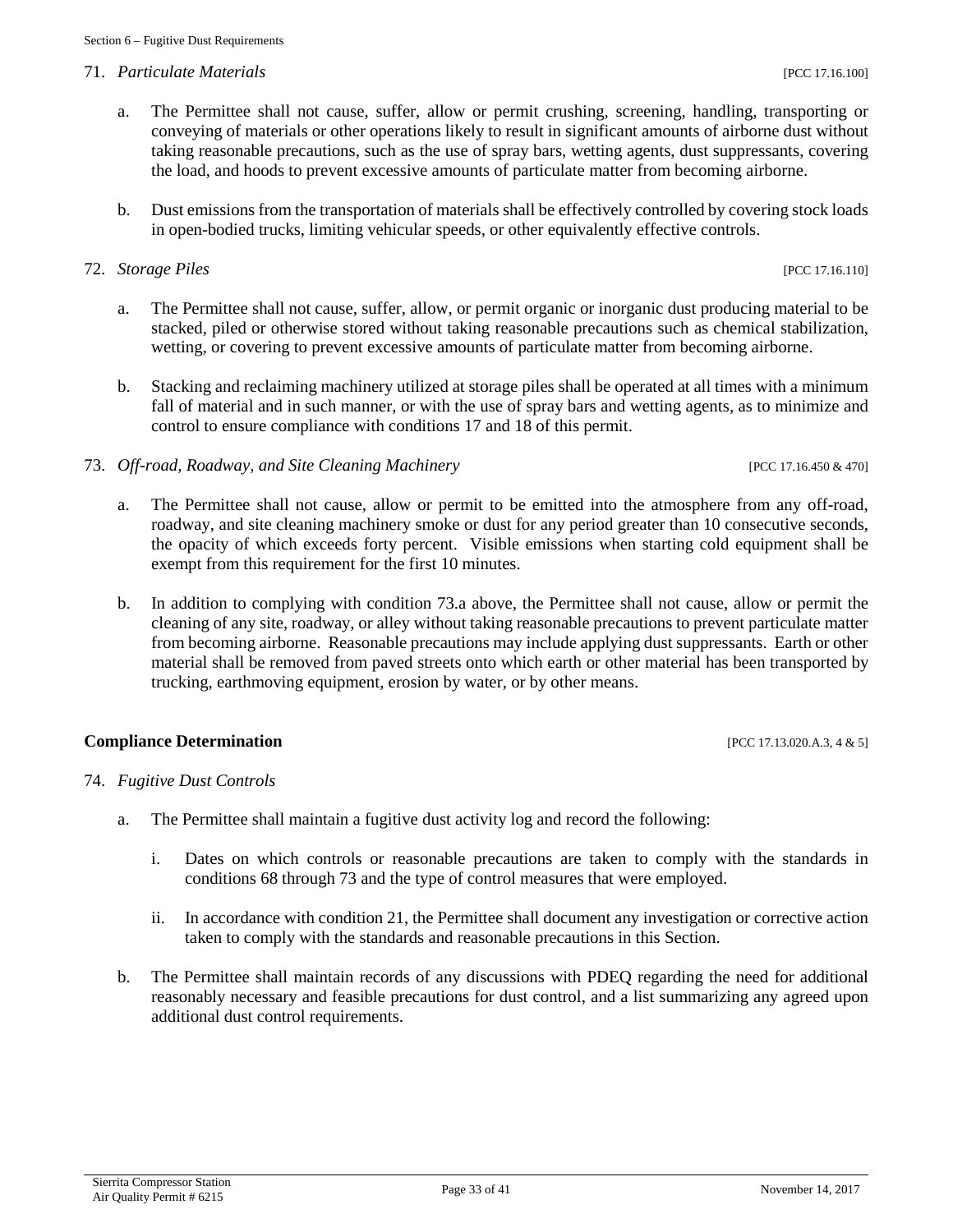71. *Particulate Materials* [PCC 17.16.100]

   a. The Permittee shall not cause, suffer, allow or permit crushing, screening, handling, transporting or conveying of materials or other operations likely to result in significant amounts of airborne dust without taking reasonable precautions, such as the use of spray bars, wetting agents, dust suppressants, covering the load, and hoods to prevent excessive amounts of particulate matter from becoming airborne.

   b. Dust emissions from the transportation of materials shall be effectively controlled by covering stock loads in open-bodied trucks, limiting vehicular speeds, or other equivalently effective controls.

72. *Storage Piles* [PCC 17.16.110]

   a. The Permittee shall not cause, suffer, allow, or permit organic or inorganic dust producing material to be stacked, piled or otherwise stored without taking reasonable precautions such as chemical stabilization, wetting, or covering to prevent excessive amounts of particulate matter from becoming airborne.

   b. Stacking and reclaiming machinery utilized at storage piles shall be operated at all times with a minimum fall of material and in such manner, or with the use of spray bars and wetting agents, as to minimize and control to ensure compliance with conditions 17 and 18 of this permit.

73. *Off-road, Roadway, and Site Cleaning Machinery* [PCC 17.16.450 & 470]

   a. The Permittee shall not cause, allow or permit to be emitted into the atmosphere from any off-road, roadway, and site cleaning machinery smoke or dust for any period greater than 10 consecutive seconds, the opacity of which exceeds forty percent. Visible emissions when starting cold equipment shall be exempt from this requirement for the first 10 minutes.

   b. In addition to complying with condition 73.a above, the Permittee shall not cause, allow or permit the cleaning of any site, roadway, or alley without taking reasonable precautions to prevent particulate matter from becoming airborne. Reasonable precautions may include applying dust suppressants. Earth or other material shall be removed from paved streets onto which earth or other material has been transported by trucking, earthmoving equipment, erosion by water, or by other means.

**Compliance Determination** [PCC 17.13.020.A.3, 4 & 5]

74. *Fugitive Dust Controls*

   a. The Permittee shall maintain a fugitive dust activity log and record the following:

      i. Dates on which controls or reasonable precautions are taken to comply with the standards in conditions 68 through 73 and the type of control measures that were employed.

      ii. In accordance with condition 21, the Permittee shall document any investigation or corrective action taken to comply with the standards and reasonable precautions in this Section.

   b. The Permittee shall maintain records of any discussions with PDEQ regarding the need for additional reasonably necessary and feasible precautions for dust control, and a list summarizing any agreed upon additional dust control requirements.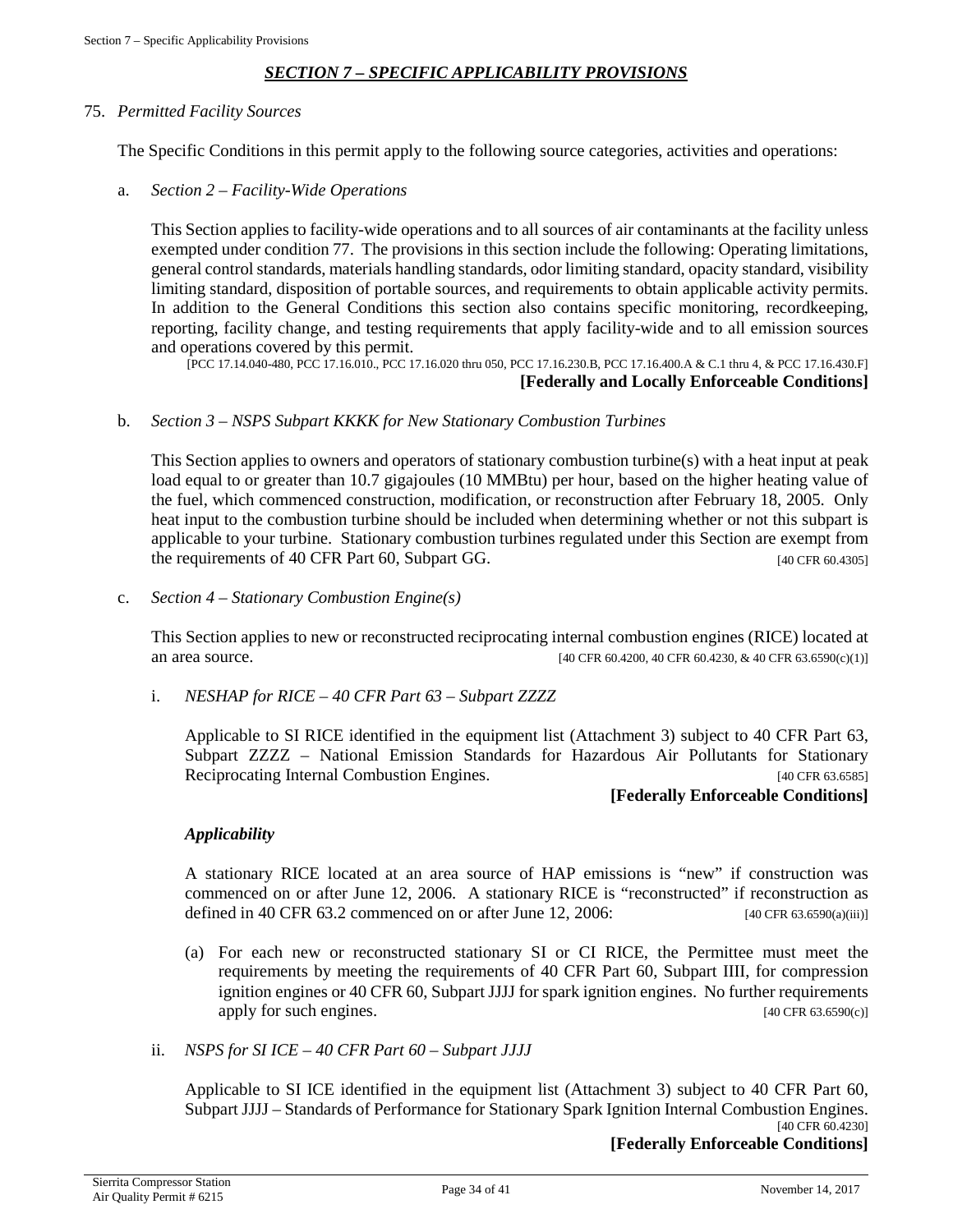## *SECTION 7 – SPECIFIC APPLICABILITY PROVISIONS*

75. *Permitted Facility Sources*

The Specific Conditions in this permit apply to the following source categories, activities and operations:

a. *Section 2 – Facility-Wide Operations*

This Section applies to facility-wide operations and to all sources of air contaminants at the facility unless exempted under condition 77. The provisions in this section include the following: Operating limitations, general control standards, materials handling standards, odor limiting standard, opacity standard, visibility limiting standard, disposition of portable sources, and requirements to obtain applicable activity permits. In addition to the General Conditions this section also contains specific monitoring, recordkeeping, reporting, facility change, and testing requirements that apply facility-wide and to all emission sources and operations covered by this permit.

[PCC 17.14.040-480, PCC 17.16.010., PCC 17.16.020 thru 050, PCC 17.16.230.B, PCC 17.16.400.A & C.1 thru 4, & PCC 17.16.430.F]

**[Federally and Locally Enforceable Conditions]**

b. *Section 3 – NSPS Subpart KKKK for New Stationary Combustion Turbines*

This Section applies to owners and operators of stationary combustion turbine(s) with a heat input at peak load equal to or greater than 10.7 gigajoules (10 MMBtu) per hour, based on the higher heating value of the fuel, which commenced construction, modification, or reconstruction after February 18, 2005. Only heat input to the combustion turbine should be included when determining whether or not this subpart is applicable to your turbine. Stationary combustion turbines regulated under this Section are exempt from the requirements of 40 CFR Part 60, Subpart GG. [40 CFR 60.4305]

c. *Section 4 – Stationary Combustion Engine(s)*

This Section applies to new or reconstructed reciprocating internal combustion engines (RICE) located at an area source. [40 CFR 60.4200, 40 CFR 60.4230, & 40 CFR 63.6590(c)(1)]

i. *NESHAP for RICE – 40 CFR Part 63 – Subpart ZZZZ*

Applicable to SI RICE identified in the equipment list (Attachment 3) subject to 40 CFR Part 63, Subpart ZZZZ – National Emission Standards for Hazardous Air Pollutants for Stationary Reciprocating Internal Combustion Engines. [40 CFR 63.6585]

**[Federally Enforceable Conditions]**

***Applicability***

A stationary RICE located at an area source of HAP emissions is "new" if construction was commenced on or after June 12, 2006. A stationary RICE is "reconstructed" if reconstruction as defined in 40 CFR 63.2 commenced on or after June 12, 2006: [40 CFR 63.6590(a)(iii)]

(a) For each new or reconstructed stationary SI or CI RICE, the Permittee must meet the requirements by meeting the requirements of 40 CFR Part 60, Subpart IIII, for compression ignition engines or 40 CFR 60, Subpart JJJJ for spark ignition engines. No further requirements apply for such engines. [40 CFR 63.6590(c)]

ii. *NSPS for SI ICE – 40 CFR Part 60 – Subpart JJJJ*

Applicable to SI ICE identified in the equipment list (Attachment 3) subject to 40 CFR Part 60, Subpart JJJJ – Standards of Performance for Stationary Spark Ignition Internal Combustion Engines. [40 CFR 60.4230]

**[Federally Enforceable Conditions]**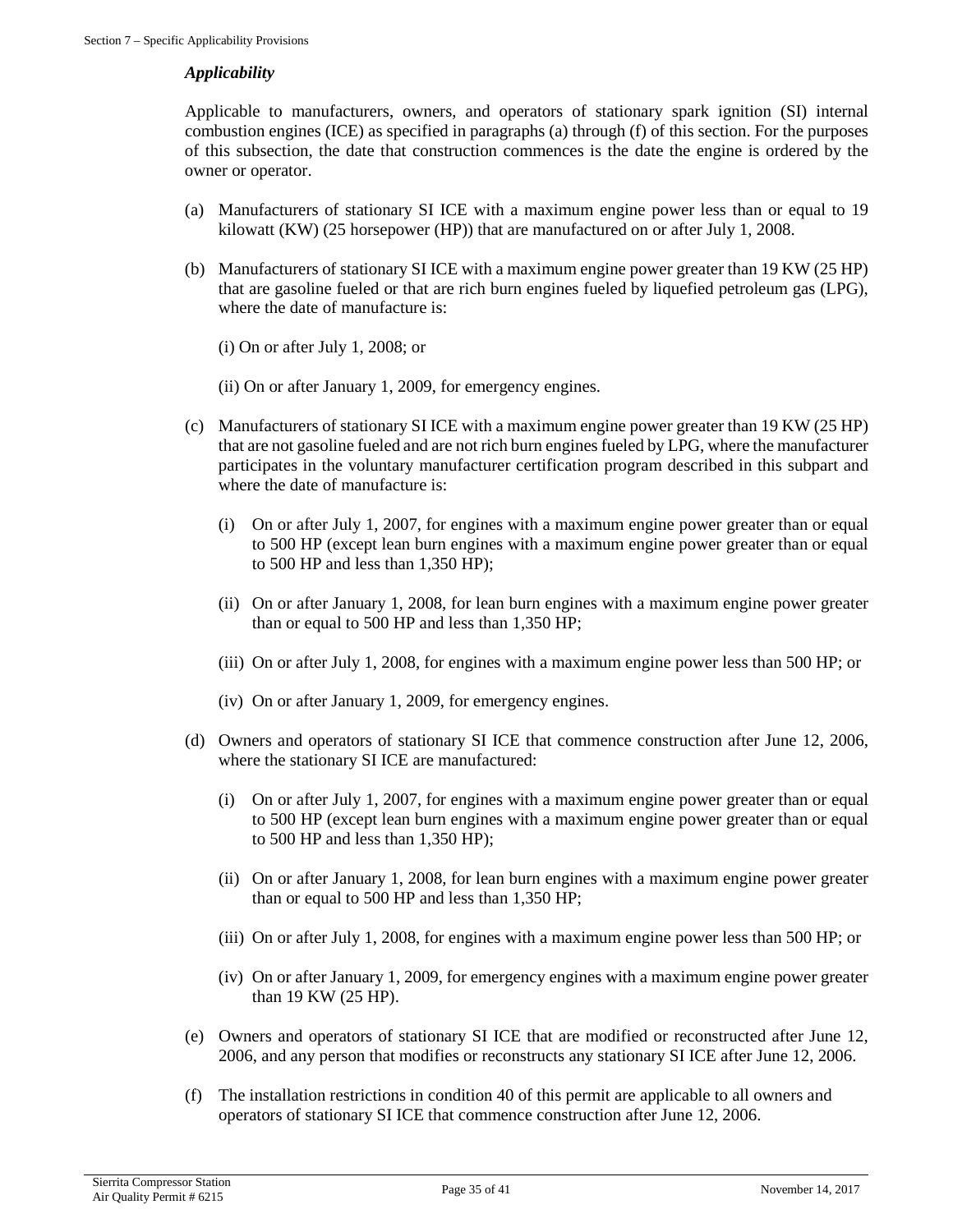### *Applicability*

Applicable to manufacturers, owners, and operators of stationary spark ignition (SI) internal combustion engines (ICE) as specified in paragraphs (a) through (f) of this section. For the purposes of this subsection, the date that construction commences is the date the engine is ordered by the owner or operator.

(a) Manufacturers of stationary SI ICE with a maximum engine power less than or equal to 19 kilowatt (KW) (25 horsepower (HP)) that are manufactured on or after July 1, 2008.

(b) Manufacturers of stationary SI ICE with a maximum engine power greater than 19 KW (25 HP) that are gasoline fueled or that are rich burn engines fueled by liquefied petroleum gas (LPG), where the date of manufacture is:

(i) On or after July 1, 2008; or

(ii) On or after January 1, 2009, for emergency engines.

(c) Manufacturers of stationary SI ICE with a maximum engine power greater than 19 KW (25 HP) that are not gasoline fueled and are not rich burn engines fueled by LPG, where the manufacturer participates in the voluntary manufacturer certification program described in this subpart and where the date of manufacture is:

(i) On or after July 1, 2007, for engines with a maximum engine power greater than or equal to 500 HP (except lean burn engines with a maximum engine power greater than or equal to 500 HP and less than 1,350 HP);

(ii) On or after January 1, 2008, for lean burn engines with a maximum engine power greater than or equal to 500 HP and less than 1,350 HP;

(iii) On or after July 1, 2008, for engines with a maximum engine power less than 500 HP; or

(iv) On or after January 1, 2009, for emergency engines.

(d) Owners and operators of stationary SI ICE that commence construction after June 12, 2006, where the stationary SI ICE are manufactured:

(i) On or after July 1, 2007, for engines with a maximum engine power greater than or equal to 500 HP (except lean burn engines with a maximum engine power greater than or equal to 500 HP and less than 1,350 HP);

(ii) On or after January 1, 2008, for lean burn engines with a maximum engine power greater than or equal to 500 HP and less than 1,350 HP;

(iii) On or after July 1, 2008, for engines with a maximum engine power less than 500 HP; or

(iv) On or after January 1, 2009, for emergency engines with a maximum engine power greater than 19 KW (25 HP).

(e) Owners and operators of stationary SI ICE that are modified or reconstructed after June 12, 2006, and any person that modifies or reconstructs any stationary SI ICE after June 12, 2006.

(f) The installation restrictions in condition 40 of this permit are applicable to all owners and operators of stationary SI ICE that commence construction after June 12, 2006.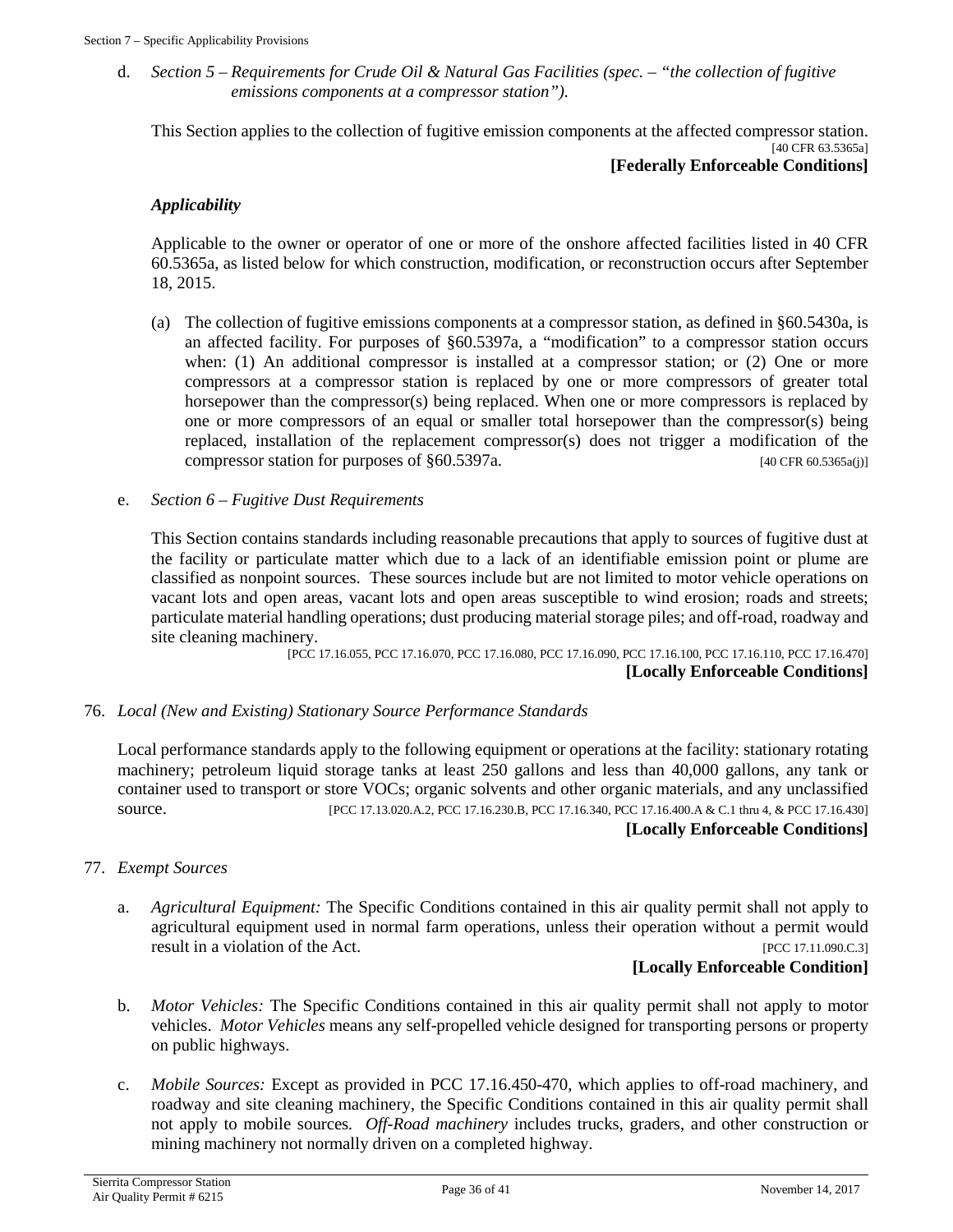d. *Section 5 – Requirements for Crude Oil & Natural Gas Facilities (spec. – "the collection of fugitive emissions components at a compressor station").*

This Section applies to the collection of fugitive emission components at the affected compressor station. [40 CFR 63.5365a]

**[Federally Enforceable Conditions]**

***Applicability***

Applicable to the owner or operator of one or more of the onshore affected facilities listed in 40 CFR 60.5365a, as listed below for which construction, modification, or reconstruction occurs after September 18, 2015.

(a) The collection of fugitive emissions components at a compressor station, as defined in §60.5430a, is an affected facility. For purposes of §60.5397a, a "modification" to a compressor station occurs when: (1) An additional compressor is installed at a compressor station; or (2) One or more compressors at a compressor station is replaced by one or more compressors of greater total horsepower than the compressor(s) being replaced. When one or more compressors is replaced by one or more compressors of an equal or smaller total horsepower than the compressor(s) being replaced, installation of the replacement compressor(s) does not trigger a modification of the compressor station for purposes of §60.5397a. [40 CFR 60.5365a(j)]

e. *Section 6 – Fugitive Dust Requirements*

This Section contains standards including reasonable precautions that apply to sources of fugitive dust at the facility or particulate matter which due to a lack of an identifiable emission point or plume are classified as nonpoint sources. These sources include but are not limited to motor vehicle operations on vacant lots and open areas, vacant lots and open areas susceptible to wind erosion; roads and streets; particulate material handling operations; dust producing material storage piles; and off-road, roadway and site cleaning machinery.

[PCC 17.16.055, PCC 17.16.070, PCC 17.16.080, PCC 17.16.090, PCC 17.16.100, PCC 17.16.110, PCC 17.16.470]

**[Locally Enforceable Conditions]**

76. *Local (New and Existing) Stationary Source Performance Standards*

Local performance standards apply to the following equipment or operations at the facility: stationary rotating machinery; petroleum liquid storage tanks at least 250 gallons and less than 40,000 gallons, any tank or container used to transport or store VOCs; organic solvents and other organic materials, and any unclassified source. [PCC 17.13.020.A.2, PCC 17.16.230.B, PCC 17.16.340, PCC 17.16.400.A & C.1 thru 4, & PCC 17.16.430]

**[Locally Enforceable Conditions]**

77. *Exempt Sources*

a. *Agricultural Equipment:* The Specific Conditions contained in this air quality permit shall not apply to agricultural equipment used in normal farm operations, unless their operation without a permit would result in a violation of the Act. [PCC 17.11.090.C.3]

**[Locally Enforceable Condition]**

b. *Motor Vehicles:* The Specific Conditions contained in this air quality permit shall not apply to motor vehicles. *Motor Vehicles* means any self-propelled vehicle designed for transporting persons or property on public highways.

c. *Mobile Sources:* Except as provided in PCC 17.16.450-470, which applies to off-road machinery, and roadway and site cleaning machinery, the Specific Conditions contained in this air quality permit shall not apply to mobile sources. *Off-Road machinery* includes trucks, graders, and other construction or mining machinery not normally driven on a completed highway.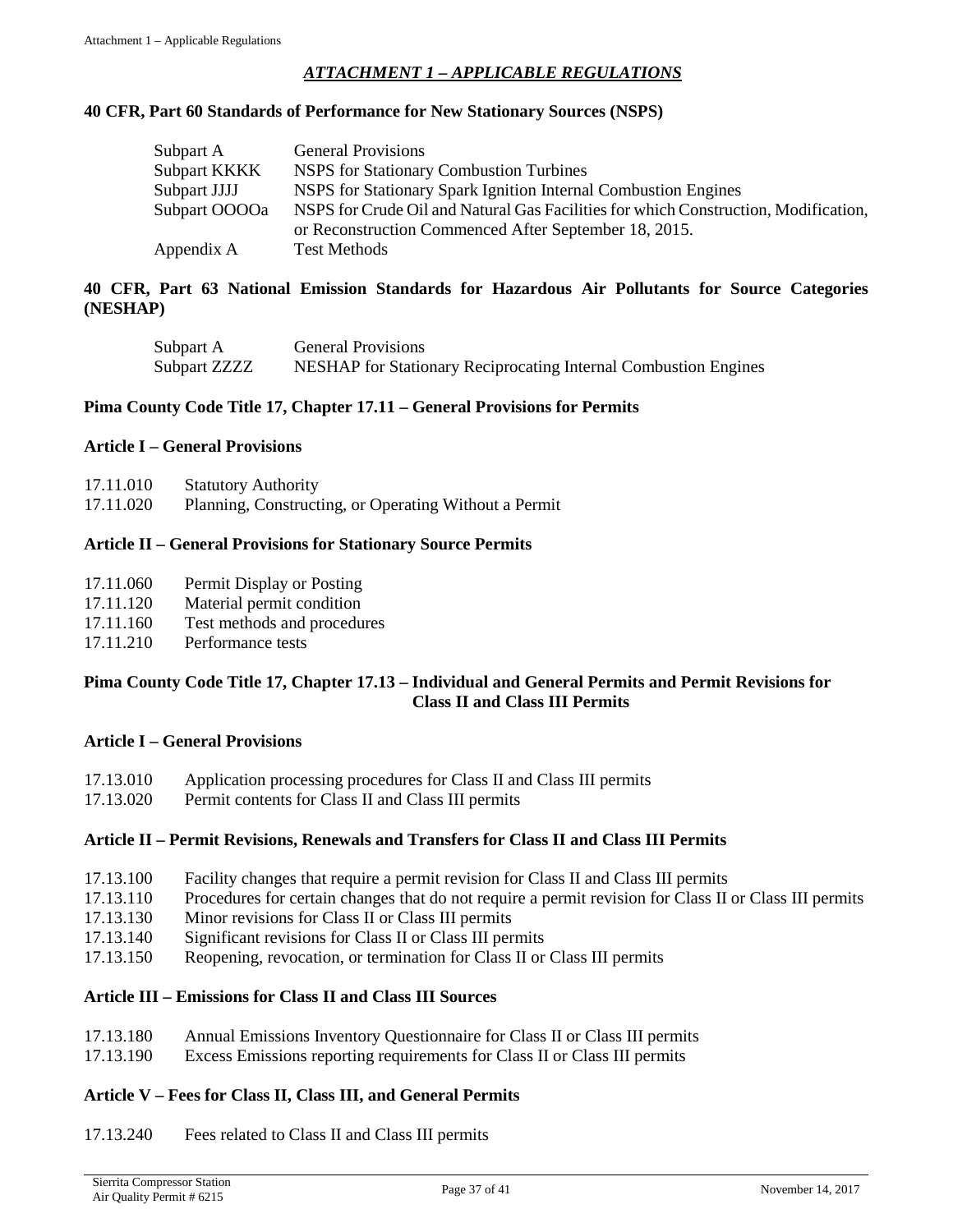## *ATTACHMENT 1 – APPLICABLE REGULATIONS*

### 40 CFR, Part 60 Standards of Performance for New Stationary Sources (NSPS)

| | |
|---|---|
| Subpart A | General Provisions |
| Subpart KKKK | NSPS for Stationary Combustion Turbines |
| Subpart JJJJ | NSPS for Stationary Spark Ignition Internal Combustion Engines |
| Subpart OOOOa | NSPS for Crude Oil and Natural Gas Facilities for which Construction, Modification, or Reconstruction Commenced After September 18, 2015. |
| Appendix A | Test Methods |

### 40 CFR, Part 63 National Emission Standards for Hazardous Air Pollutants for Source Categories (NESHAP)

| | |
|---|---|
| Subpart A | General Provisions |
| Subpart ZZZZ | NESHAP for Stationary Reciprocating Internal Combustion Engines |

### Pima County Code Title 17, Chapter 17.11 – General Provisions for Permits

#### Article I – General Provisions

| | |
|---|---|
| 17.11.010 | Statutory Authority |
| 17.11.020 | Planning, Constructing, or Operating Without a Permit |

#### Article II – General Provisions for Stationary Source Permits

| | |
|---|---|
| 17.11.060 | Permit Display or Posting |
| 17.11.120 | Material permit condition |
| 17.11.160 | Test methods and procedures |
| 17.11.210 | Performance tests |

### Pima County Code Title 17, Chapter 17.13 – Individual and General Permits and Permit Revisions for Class II and Class III Permits

#### Article I – General Provisions

| | |
|---|---|
| 17.13.010 | Application processing procedures for Class II and Class III permits |
| 17.13.020 | Permit contents for Class II and Class III permits |

#### Article II – Permit Revisions, Renewals and Transfers for Class II and Class III Permits

| | |
|---|---|
| 17.13.100 | Facility changes that require a permit revision for Class II and Class III permits |
| 17.13.110 | Procedures for certain changes that do not require a permit revision for Class II or Class III permits |
| 17.13.130 | Minor revisions for Class II or Class III permits |
| 17.13.140 | Significant revisions for Class II or Class III permits |
| 17.13.150 | Reopening, revocation, or termination for Class II or Class III permits |

#### Article III – Emissions for Class II and Class III Sources

| | |
|---|---|
| 17.13.180 | Annual Emissions Inventory Questionnaire for Class II or Class III permits |
| 17.13.190 | Excess Emissions reporting requirements for Class II or Class III permits |

#### Article V – Fees for Class II, Class III, and General Permits

| | |
|---|---|
| 17.13.240 | Fees related to Class II and Class III permits |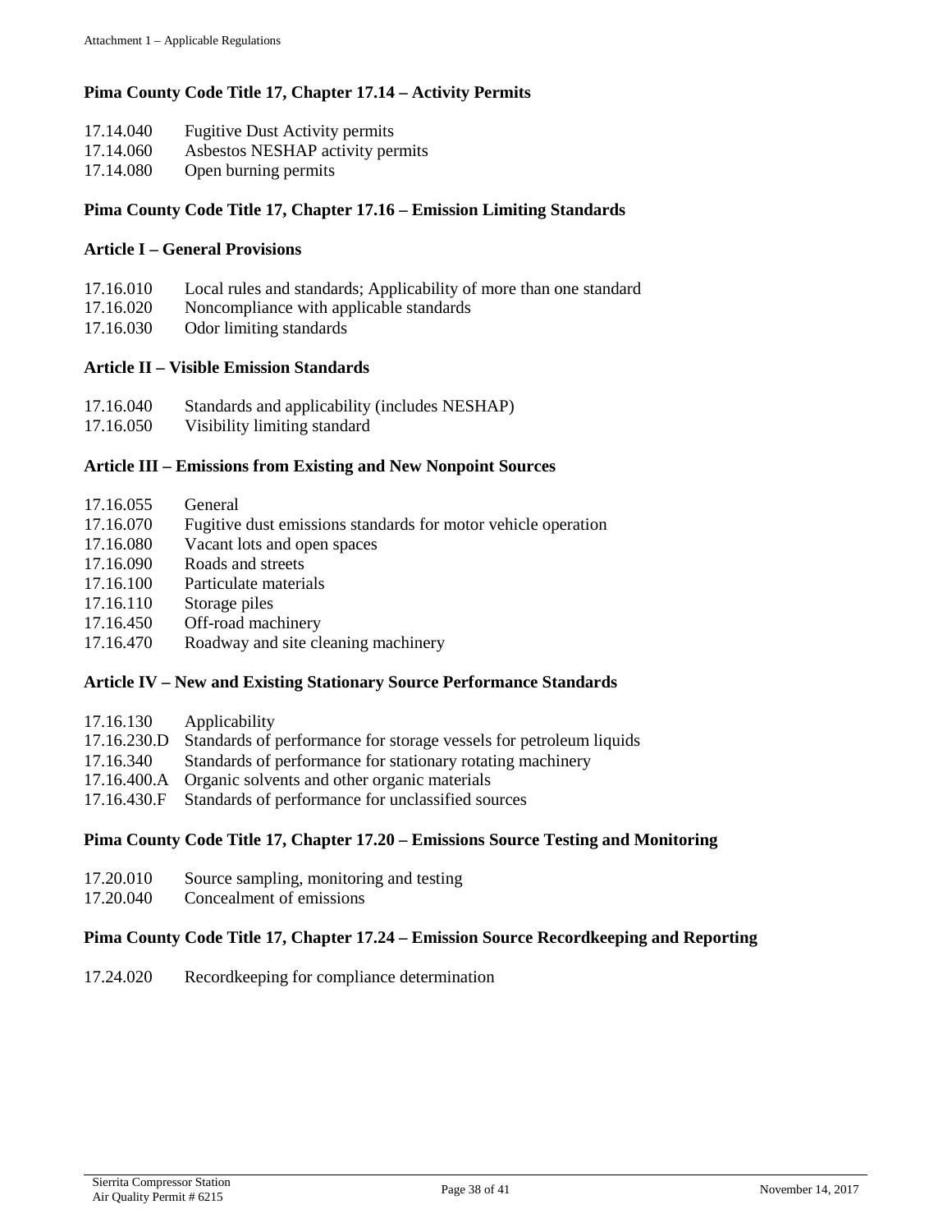**Pima County Code Title 17, Chapter 17.14 – Activity Permits**

17.14.040 Fugitive Dust Activity permits
17.14.060 Asbestos NESHAP activity permits
17.14.080 Open burning permits

**Pima County Code Title 17, Chapter 17.16 – Emission Limiting Standards**

**Article I – General Provisions**

17.16.010 Local rules and standards; Applicability of more than one standard
17.16.020 Noncompliance with applicable standards
17.16.030 Odor limiting standards

**Article II – Visible Emission Standards**

17.16.040 Standards and applicability (includes NESHAP)
17.16.050 Visibility limiting standard

**Article III – Emissions from Existing and New Nonpoint Sources**

17.16.055 General
17.16.070 Fugitive dust emissions standards for motor vehicle operation
17.16.080 Vacant lots and open spaces
17.16.090 Roads and streets
17.16.100 Particulate materials
17.16.110 Storage piles
17.16.450 Off-road machinery
17.16.470 Roadway and site cleaning machinery

**Article IV – New and Existing Stationary Source Performance Standards**

17.16.130 Applicability
17.16.230.D Standards of performance for storage vessels for petroleum liquids
17.16.340 Standards of performance for stationary rotating machinery
17.16.400.A Organic solvents and other organic materials
17.16.430.F Standards of performance for unclassified sources

**Pima County Code Title 17, Chapter 17.20 – Emissions Source Testing and Monitoring**

17.20.010 Source sampling, monitoring and testing
17.20.040 Concealment of emissions

**Pima County Code Title 17, Chapter 17.24 – Emission Source Recordkeeping and Reporting**

17.24.020 Recordkeeping for compliance determination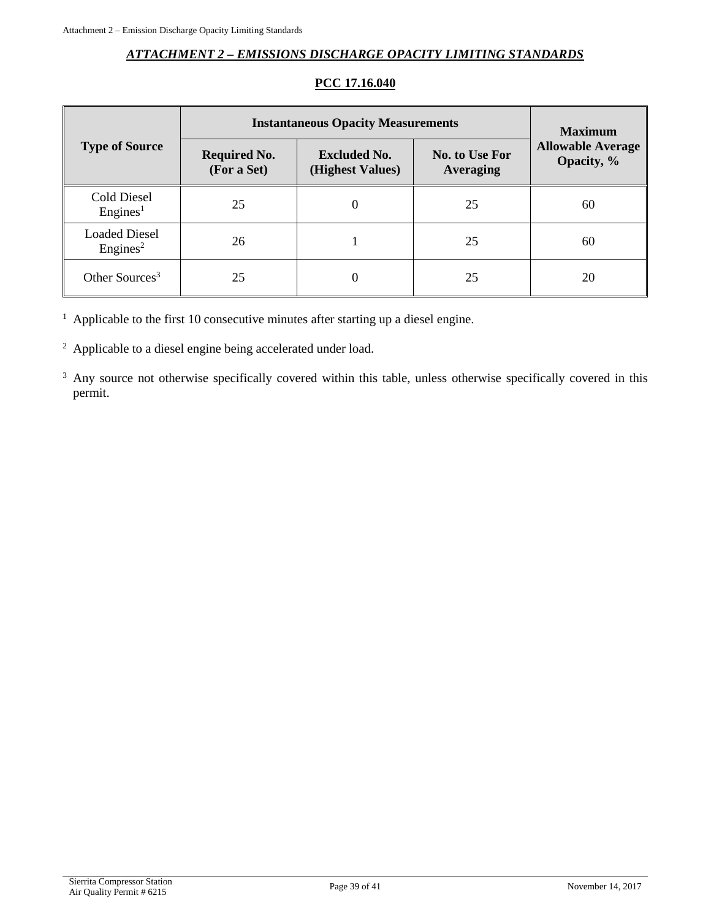## *ATTACHMENT 2 – EMISSIONS DISCHARGE OPACITY LIMITING STANDARDS*

**PCC 17.16.040**

| Type of Source | Instantaneous Opacity Measurements | | | Maximum Allowable Average Opacity, % |
|---|---|---|---|---|
| | Required No. (For a Set) | Excluded No. (Highest Values) | No. to Use For Averaging | |
| Cold Diesel Engines[1] | 25 | 0 | 25 | 60 |
| Loaded Diesel Engines[2] | 26 | 1 | 25 | 60 |
| Other Sources[3] | 25 | 0 | 25 | 20 |

[1] Applicable to the first 10 consecutive minutes after starting up a diesel engine.

[2] Applicable to a diesel engine being accelerated under load.

[3] Any source not otherwise specifically covered within this table, unless otherwise specifically covered in this permit.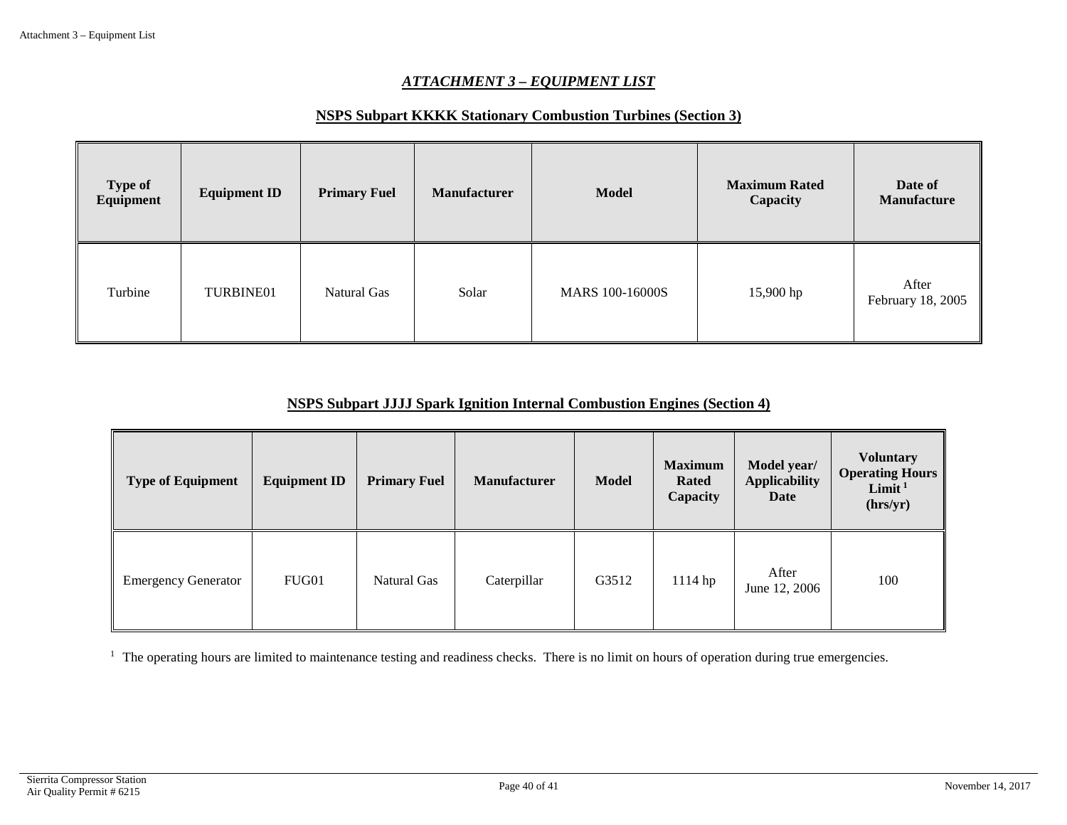## *ATTACHMENT 3 – EQUIPMENT LIST*

### NSPS Subpart KKKK Stationary Combustion Turbines (Section 3)

| Type of Equipment | Equipment ID | Primary Fuel | Manufacturer | Model | Maximum Rated Capacity | Date of Manufacture |
|---|---|---|---|---|---|---|
| Turbine | TURBINE01 | Natural Gas | Solar | MARS 100-16000S | 15,900 hp | After February 18, 2005 |

### NSPS Subpart JJJJ Spark Ignition Internal Combustion Engines (Section 4)

| Type of Equipment | Equipment ID | Primary Fuel | Manufacturer | Model | Maximum Rated Capacity | Model year/ Applicability Date | Voluntary Operating Hours Limit [1] (hrs/yr) |
|---|---|---|---|---|---|---|---|
| Emergency Generator | FUG01 | Natural Gas | Caterpillar | G3512 | 1114 hp | After June 12, 2006 | 100 |

[1] The operating hours are limited to maintenance testing and readiness checks. There is no limit on hours of operation during true emergencies.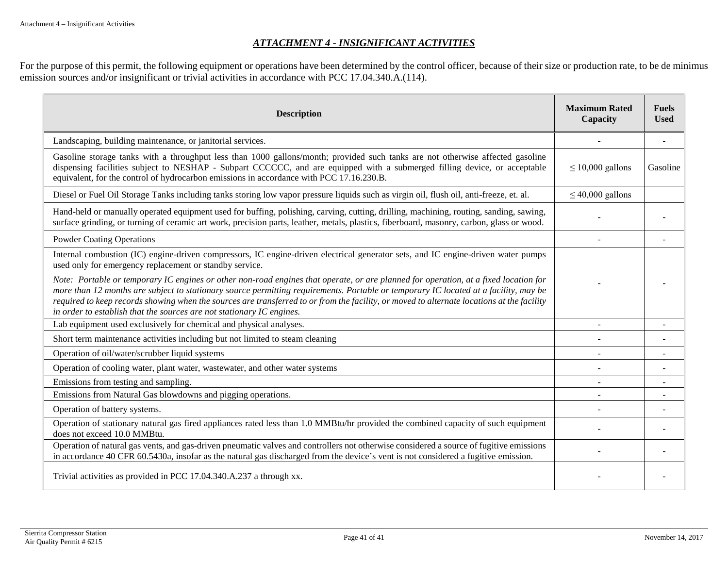## *ATTACHMENT 4 - INSIGNIFICANT ACTIVITIES*

For the purpose of this permit, the following equipment or operations have been determined by the control officer, because of their size or production rate, to be de minimus emission sources and/or insignificant or trivial activities in accordance with PCC 17.04.340.A.(114).

| Description | Maximum Rated Capacity | Fuels Used |
|---|---|---|
| Landscaping, building maintenance, or janitorial services. | - | - |
| Gasoline storage tanks with a throughput less than 1000 gallons/month; provided such tanks are not otherwise affected gasoline dispensing facilities subject to NESHAP - Subpart CCCCCC, and are equipped with a submerged filling device, or acceptable equivalent, for the control of hydrocarbon emissions in accordance with PCC 17.16.230.B. | ≤ 10,000 gallons | Gasoline |
| Diesel or Fuel Oil Storage Tanks including tanks storing low vapor pressure liquids such as virgin oil, flush oil, anti-freeze, et. al. | ≤ 40,000 gallons | |
| Hand-held or manually operated equipment used for buffing, polishing, carving, cutting, drilling, machining, routing, sanding, sawing, surface grinding, or turning of ceramic art work, precision parts, leather, metals, plastics, fiberboard, masonry, carbon, glass or wood. | - | - |
| Powder Coating Operations | - | - |
| Internal combustion (IC) engine-driven compressors, IC engine-driven electrical generator sets, and IC engine-driven water pumps used only for emergency replacement or standby service. *Note: Portable or temporary IC engines or other non-road engines that operate, or are planned for operation, at a fixed location for more than 12 months are subject to stationary source permitting requirements. Portable or temporary IC located at a facility, may be required to keep records showing when the sources are transferred to or from the facility, or moved to alternate locations at the facility in order to establish that the sources are not stationary IC engines.* | - | - |
| Lab equipment used exclusively for chemical and physical analyses. | - | - |
| Short term maintenance activities including but not limited to steam cleaning | - | - |
| Operation of oil/water/scrubber liquid systems | - | - |
| Operation of cooling water, plant water, wastewater, and other water systems | - | - |
| Emissions from testing and sampling. | - | - |
| Emissions from Natural Gas blowdowns and pigging operations. | - | - |
| Operation of battery systems. | - | - |
| Operation of stationary natural gas fired appliances rated less than 1.0 MMBtu/hr provided the combined capacity of such equipment does not exceed 10.0 MMBtu. | - | - |
| Operation of natural gas vents, and gas-driven pneumatic valves and controllers not otherwise considered a source of fugitive emissions in accordance 40 CFR 60.5430a, insofar as the natural gas discharged from the device's vent is not considered a fugitive emission. | - | - |
| Trivial activities as provided in PCC 17.04.340.A.237 a through xx. | - | - |